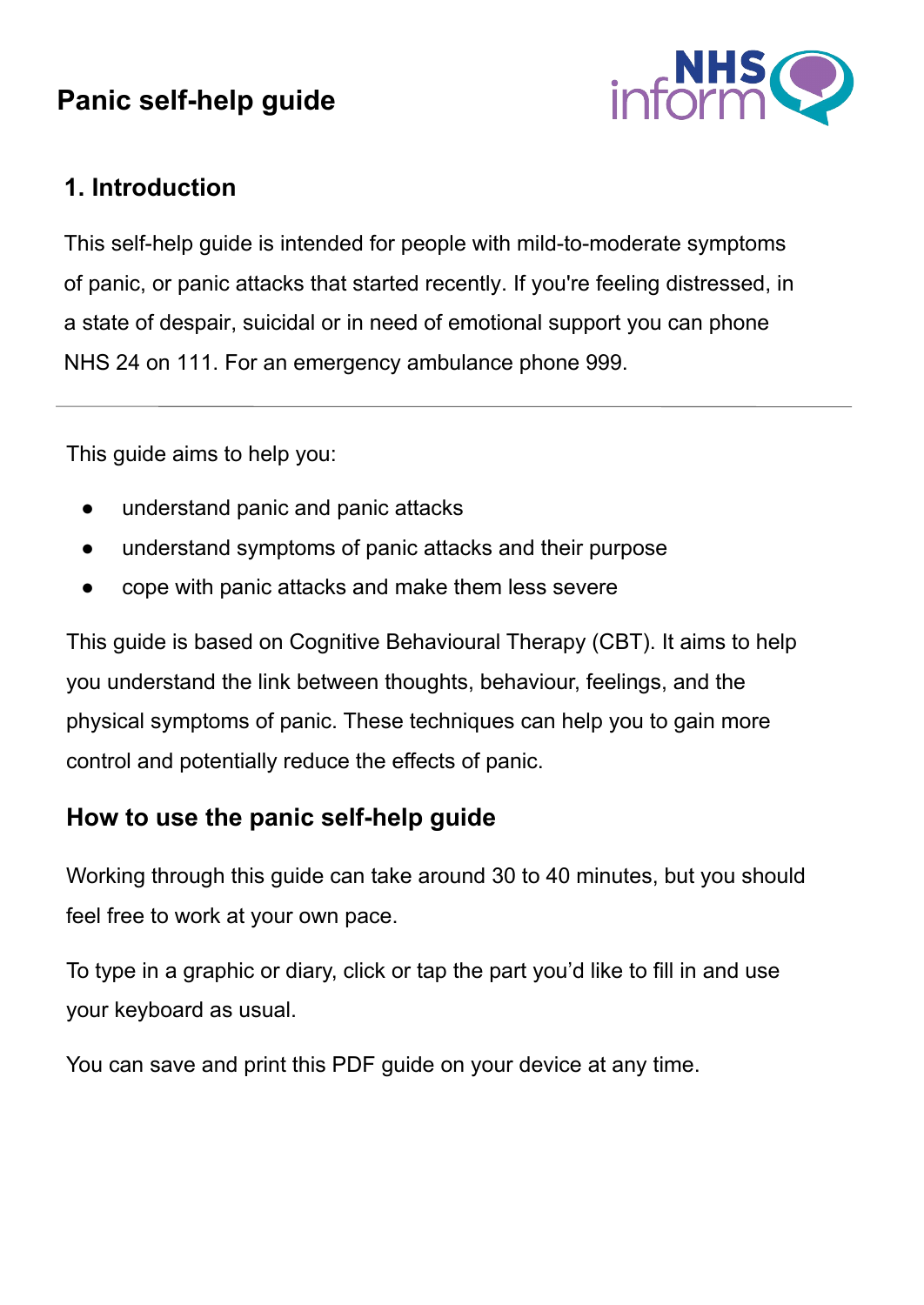# Panic self-help guide

## 1. Introduction

This self-help guide is intended for people with mild-to-moderate symptoms of panic, or panic attacks that started recently. If you're feeling distressed, in a state of despair, suicidal or in need of emotional support you can phone NHS 24 on 111. For an emergency ambulance phone 999.

---

This guide aims to help you:

- understand panic and panic attacks
- understand symptoms of panic attacks and their purpose
- cope with panic attacks and make them less severe

This guide is based on Cognitive Behavioural Therapy (CBT). It aims to help you understand the link between thoughts, behaviour, feelings, and the physical symptoms of panic. These techniques can help you to gain more control and potentially reduce the effects of panic.

### How to use the panic self-help guide

Working through this guide can take around 30 to 40 minutes, but you should feel free to work at your own pace.

To type in a graphic or diary, click or tap the part you'd like to fill in and use your keyboard as usual.

You can save and print this PDF guide on your device at any time.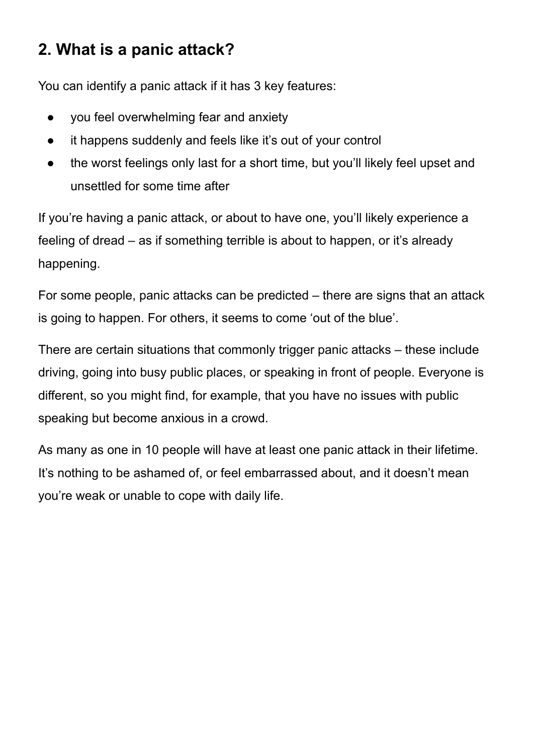## 2. What is a panic attack?

You can identify a panic attack if it has 3 key features:

- you feel overwhelming fear and anxiety
- it happens suddenly and feels like it's out of your control
- the worst feelings only last for a short time, but you'll likely feel upset and unsettled for some time after

If you're having a panic attack, or about to have one, you'll likely experience a feeling of dread – as if something terrible is about to happen, or it's already happening.

For some people, panic attacks can be predicted – there are signs that an attack is going to happen. For others, it seems to come 'out of the blue'.

There are certain situations that commonly trigger panic attacks – these include driving, going into busy public places, or speaking in front of people. Everyone is different, so you might find, for example, that you have no issues with public speaking but become anxious in a crowd.

As many as one in 10 people will have at least one panic attack in their lifetime. It's nothing to be ashamed of, or feel embarrassed about, and it doesn't mean you're weak or unable to cope with daily life.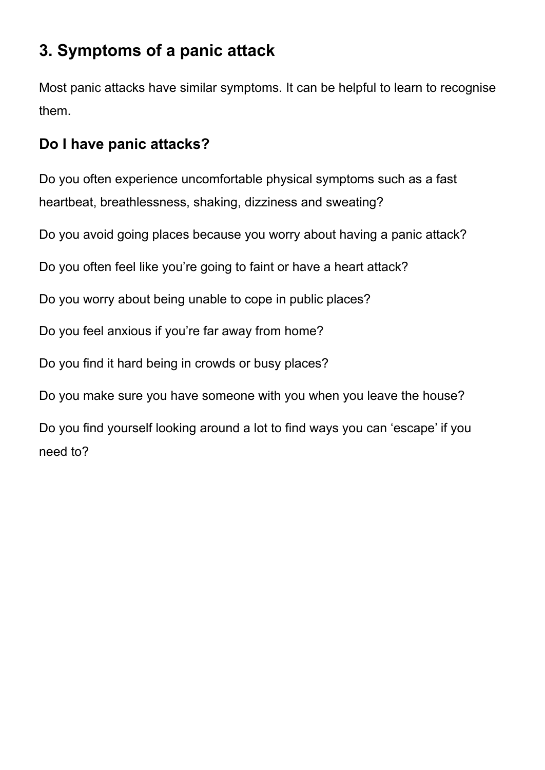## 3. Symptoms of a panic attack

Most panic attacks have similar symptoms. It can be helpful to learn to recognise them.

### Do I have panic attacks?

Do you often experience uncomfortable physical symptoms such as a fast heartbeat, breathlessness, shaking, dizziness and sweating?

Do you avoid going places because you worry about having a panic attack?

Do you often feel like you're going to faint or have a heart attack?

Do you worry about being unable to cope in public places?

Do you feel anxious if you're far away from home?

Do you find it hard being in crowds or busy places?

Do you make sure you have someone with you when you leave the house?

Do you find yourself looking around a lot to find ways you can 'escape' if you need to?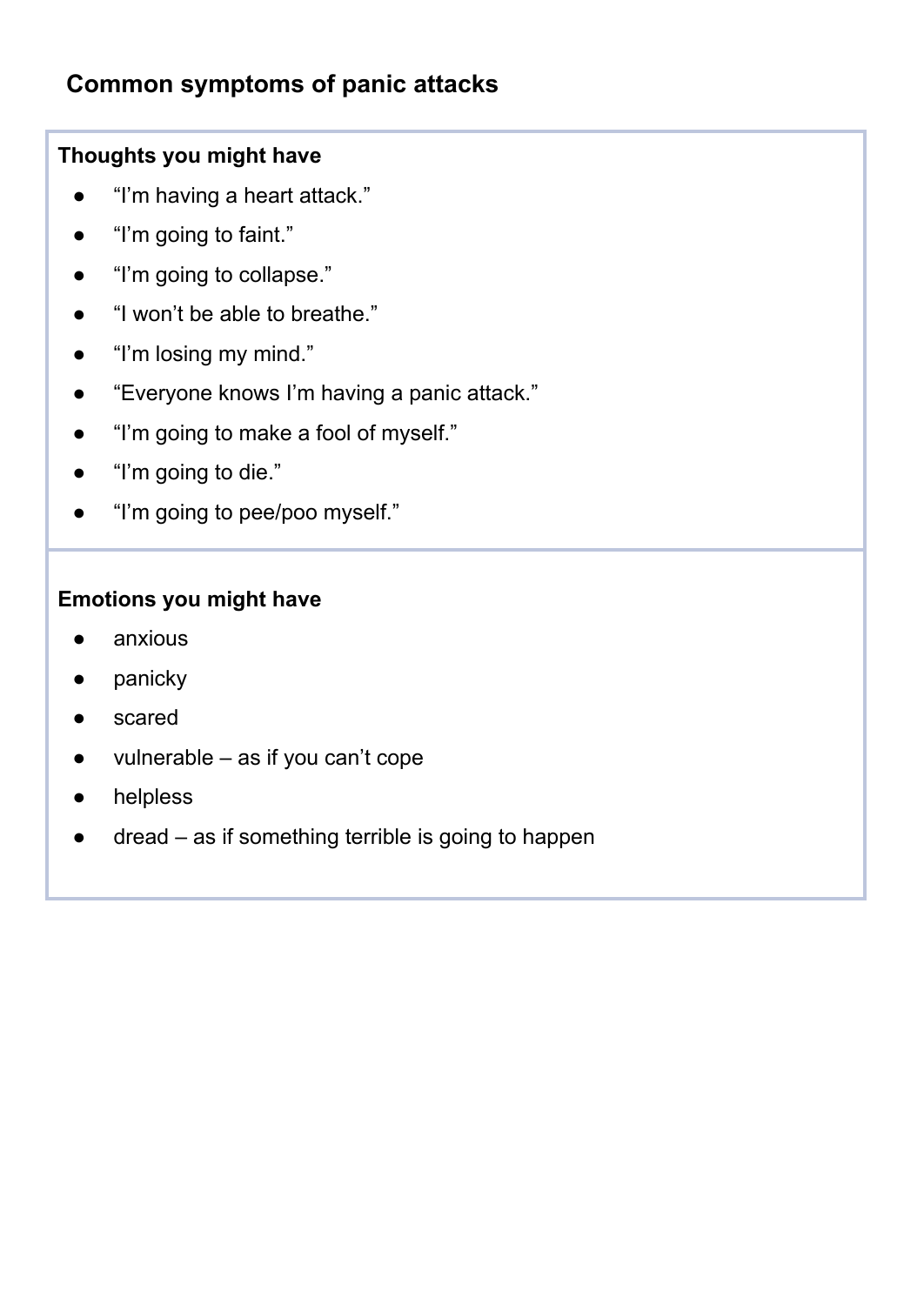## Common symptoms of panic attacks

**Thoughts you might have**

- "I'm having a heart attack."
- "I'm going to faint."
- "I'm going to collapse."
- "I won't be able to breathe."
- "I'm losing my mind."
- "Everyone knows I'm having a panic attack."
- "I'm going to make a fool of myself."
- "I'm going to die."
- "I'm going to pee/poo myself."

**Emotions you might have**

- anxious
- panicky
- scared
- vulnerable – as if you can't cope
- helpless
- dread – as if something terrible is going to happen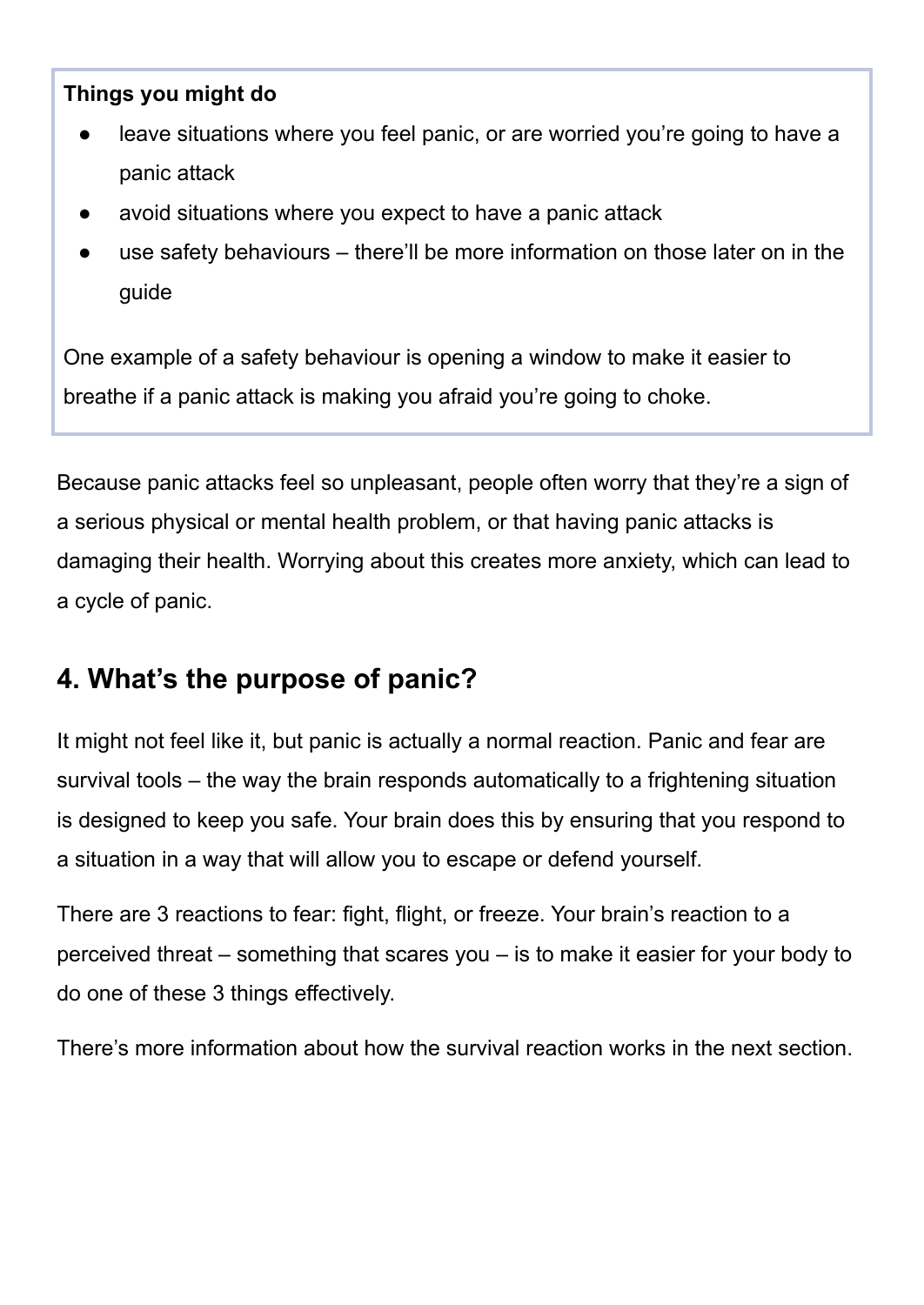**Things you might do**

- leave situations where you feel panic, or are worried you're going to have a panic attack
- avoid situations where you expect to have a panic attack
- use safety behaviours – there'll be more information on those later on in the guide

One example of a safety behaviour is opening a window to make it easier to breathe if a panic attack is making you afraid you're going to choke.

Because panic attacks feel so unpleasant, people often worry that they're a sign of a serious physical or mental health problem, or that having panic attacks is damaging their health. Worrying about this creates more anxiety, which can lead to a cycle of panic.

## 4. What's the purpose of panic?

It might not feel like it, but panic is actually a normal reaction. Panic and fear are survival tools – the way the brain responds automatically to a frightening situation is designed to keep you safe. Your brain does this by ensuring that you respond to a situation in a way that will allow you to escape or defend yourself.

There are 3 reactions to fear: fight, flight, or freeze. Your brain's reaction to a perceived threat – something that scares you – is to make it easier for your body to do one of these 3 things effectively.

There's more information about how the survival reaction works in the next section.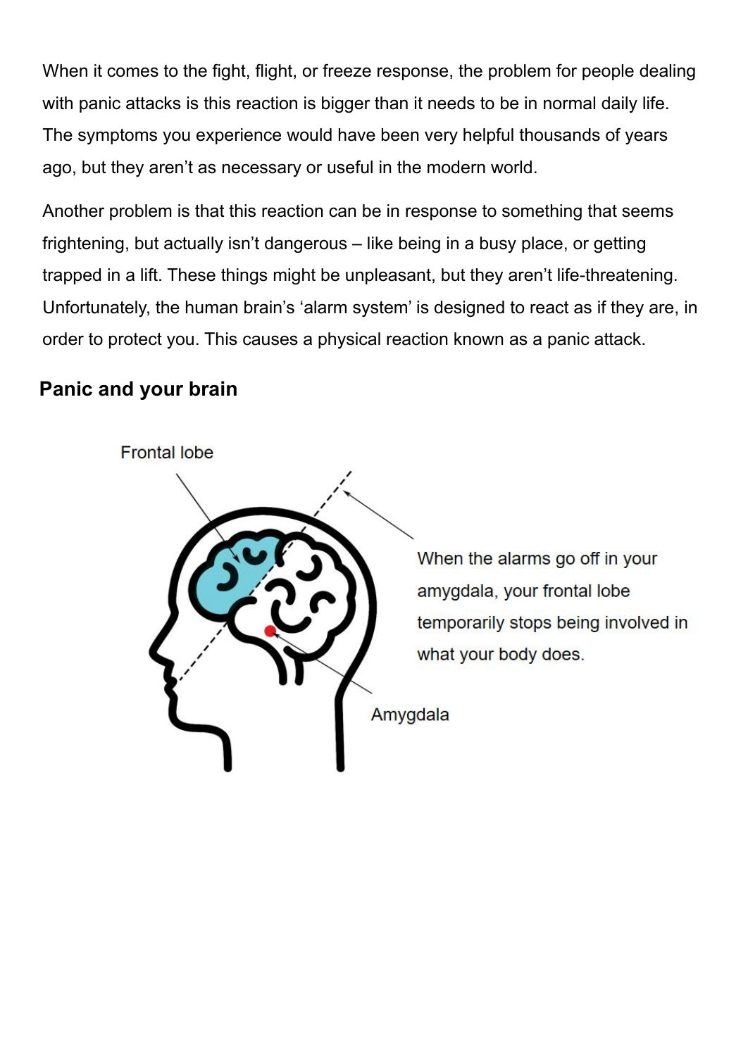When it comes to the fight, flight, or freeze response, the problem for people dealing with panic attacks is this reaction is bigger than it needs to be in normal daily life. The symptoms you experience would have been very helpful thousands of years ago, but they aren't as necessary or useful in the modern world.

Another problem is that this reaction can be in response to something that seems frightening, but actually isn't dangerous – like being in a busy place, or getting trapped in a lift. These things might be unpleasant, but they aren't life-threatening. Unfortunately, the human brain's 'alarm system' is designed to react as if they are, in order to protect you. This causes a physical reaction known as a panic attack.

## Panic and your brain

Frontal lobe

When the alarms go off in your amygdala, your frontal lobe temporarily stops being involved in what your body does.

Amygdala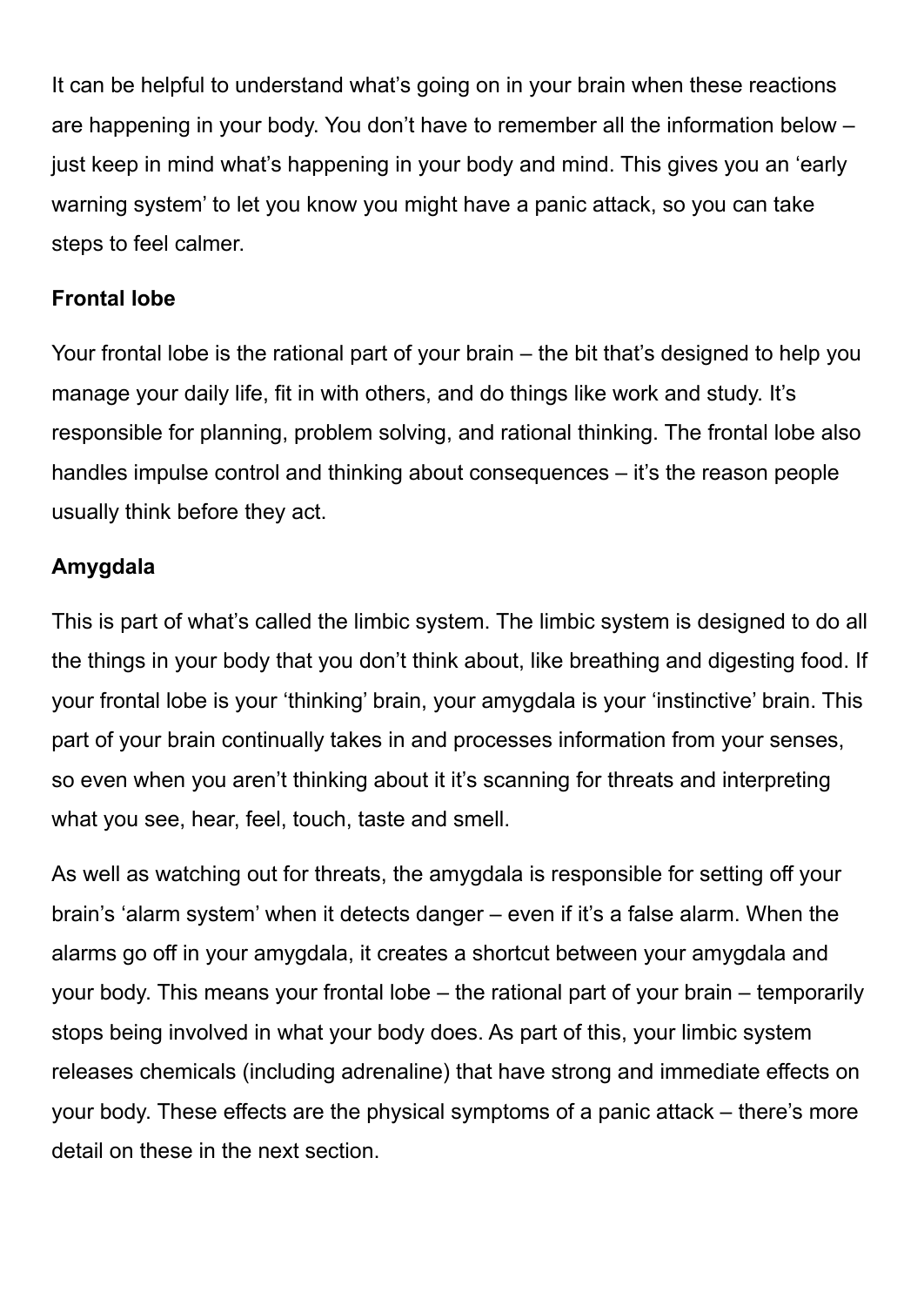It can be helpful to understand what's going on in your brain when these reactions are happening in your body. You don't have to remember all the information below – just keep in mind what's happening in your body and mind. This gives you an 'early warning system' to let you know you might have a panic attack, so you can take steps to feel calmer.

**Frontal lobe**

Your frontal lobe is the rational part of your brain – the bit that's designed to help you manage your daily life, fit in with others, and do things like work and study. It's responsible for planning, problem solving, and rational thinking. The frontal lobe also handles impulse control and thinking about consequences – it's the reason people usually think before they act.

**Amygdala**

This is part of what's called the limbic system. The limbic system is designed to do all the things in your body that you don't think about, like breathing and digesting food. If your frontal lobe is your 'thinking' brain, your amygdala is your 'instinctive' brain. This part of your brain continually takes in and processes information from your senses, so even when you aren't thinking about it it's scanning for threats and interpreting what you see, hear, feel, touch, taste and smell.

As well as watching out for threats, the amygdala is responsible for setting off your brain's 'alarm system' when it detects danger – even if it's a false alarm. When the alarms go off in your amygdala, it creates a shortcut between your amygdala and your body. This means your frontal lobe – the rational part of your brain – temporarily stops being involved in what your body does. As part of this, your limbic system releases chemicals (including adrenaline) that have strong and immediate effects on your body. These effects are the physical symptoms of a panic attack – there's more detail on these in the next section.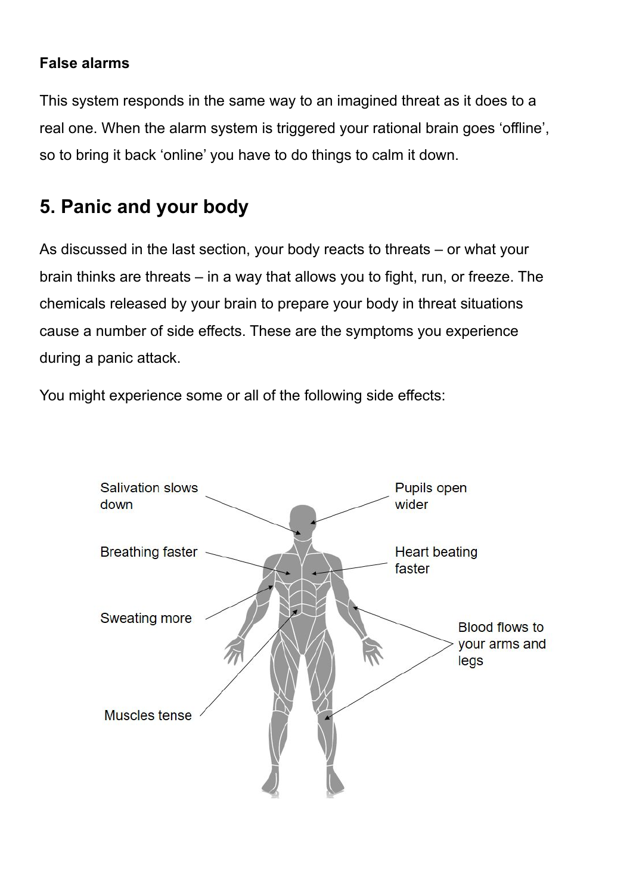**False alarms**

This system responds in the same way to an imagined threat as it does to a real one. When the alarm system is triggered your rational brain goes 'offline', so to bring it back 'online' you have to do things to calm it down.

## 5. Panic and your body

As discussed in the last section, your body reacts to threats – or what your brain thinks are threats – in a way that allows you to fight, run, or freeze. The chemicals released by your brain to prepare your body in threat situations cause a number of side effects. These are the symptoms you experience during a panic attack.

You might experience some or all of the following side effects:

- Salivation slows down
- Pupils open wider
- Breathing faster
- Heart beating faster
- Sweating more
- Blood flows to your arms and legs
- Muscles tense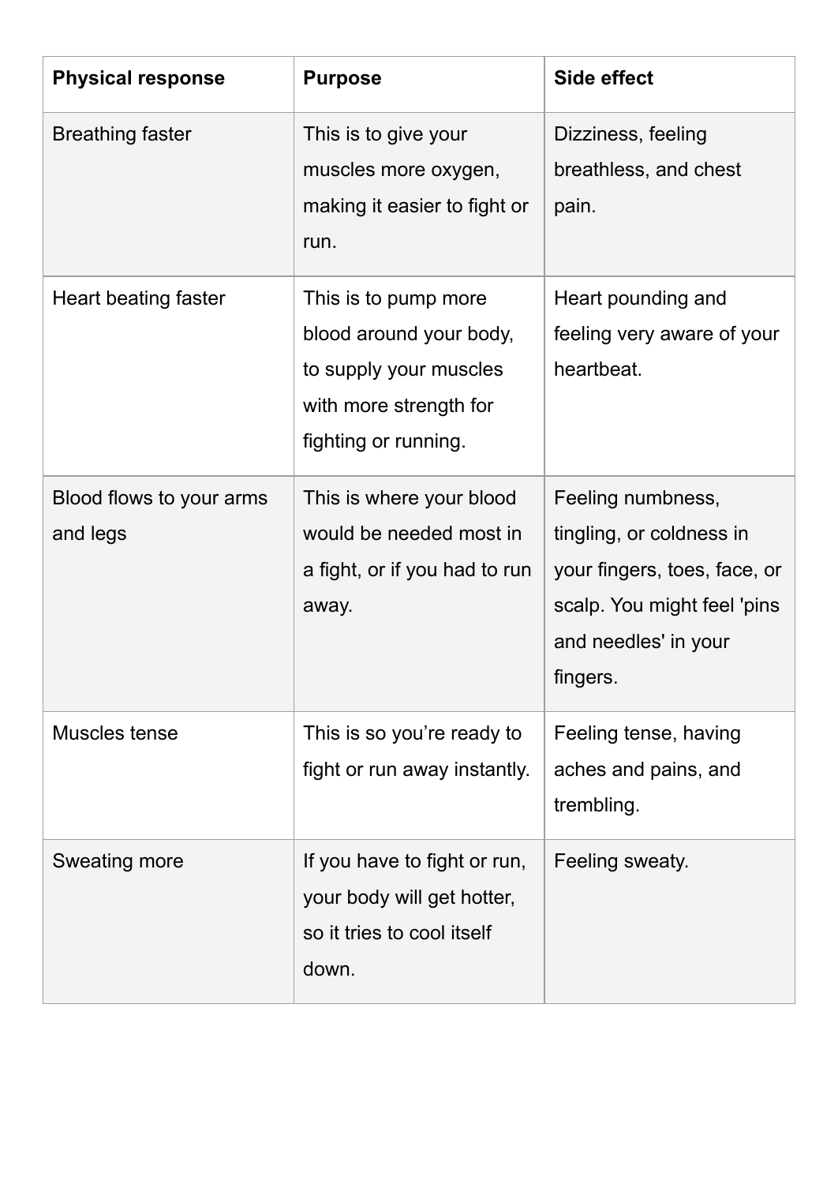| Physical response | Purpose | Side effect |
| --- | --- | --- |
| Breathing faster | This is to give your muscles more oxygen, making it easier to fight or run. | Dizziness, feeling breathless, and chest pain. |
| Heart beating faster | This is to pump more blood around your body, to supply your muscles with more strength for fighting or running. | Heart pounding and feeling very aware of your heartbeat. |
| Blood flows to your arms and legs | This is where your blood would be needed most in a fight, or if you had to run away. | Feeling numbness, tingling, or coldness in your fingers, toes, face, or scalp. You might feel 'pins and needles' in your fingers. |
| Muscles tense | This is so you're ready to fight or run away instantly. | Feeling tense, having aches and pains, and trembling. |
| Sweating more | If you have to fight or run, your body will get hotter, so it tries to cool itself down. | Feeling sweaty. |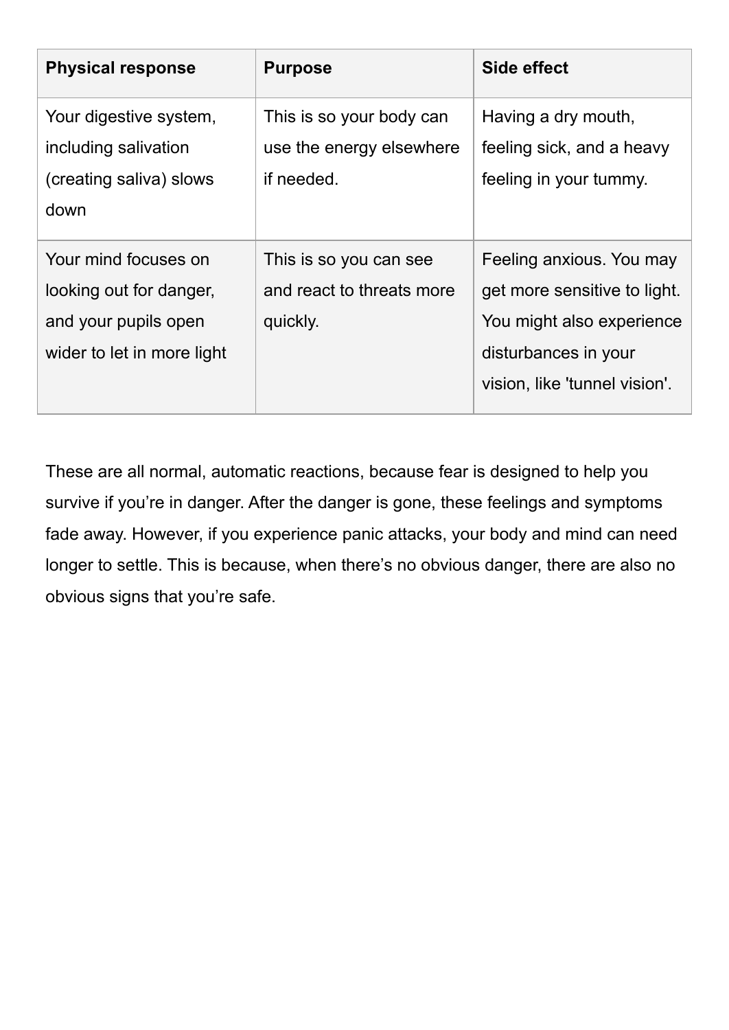| Physical response | Purpose | Side effect |
| --- | --- | --- |
| Your digestive system, including salivation (creating saliva) slows down | This is so your body can use the energy elsewhere if needed. | Having a dry mouth, feeling sick, and a heavy feeling in your tummy. |
| Your mind focuses on looking out for danger, and your pupils open wider to let in more light | This is so you can see and react to threats more quickly. | Feeling anxious. You may get more sensitive to light. You might also experience disturbances in your vision, like 'tunnel vision'. |

These are all normal, automatic reactions, because fear is designed to help you survive if you're in danger. After the danger is gone, these feelings and symptoms fade away. However, if you experience panic attacks, your body and mind can need longer to settle. This is because, when there's no obvious danger, there are also no obvious signs that you're safe.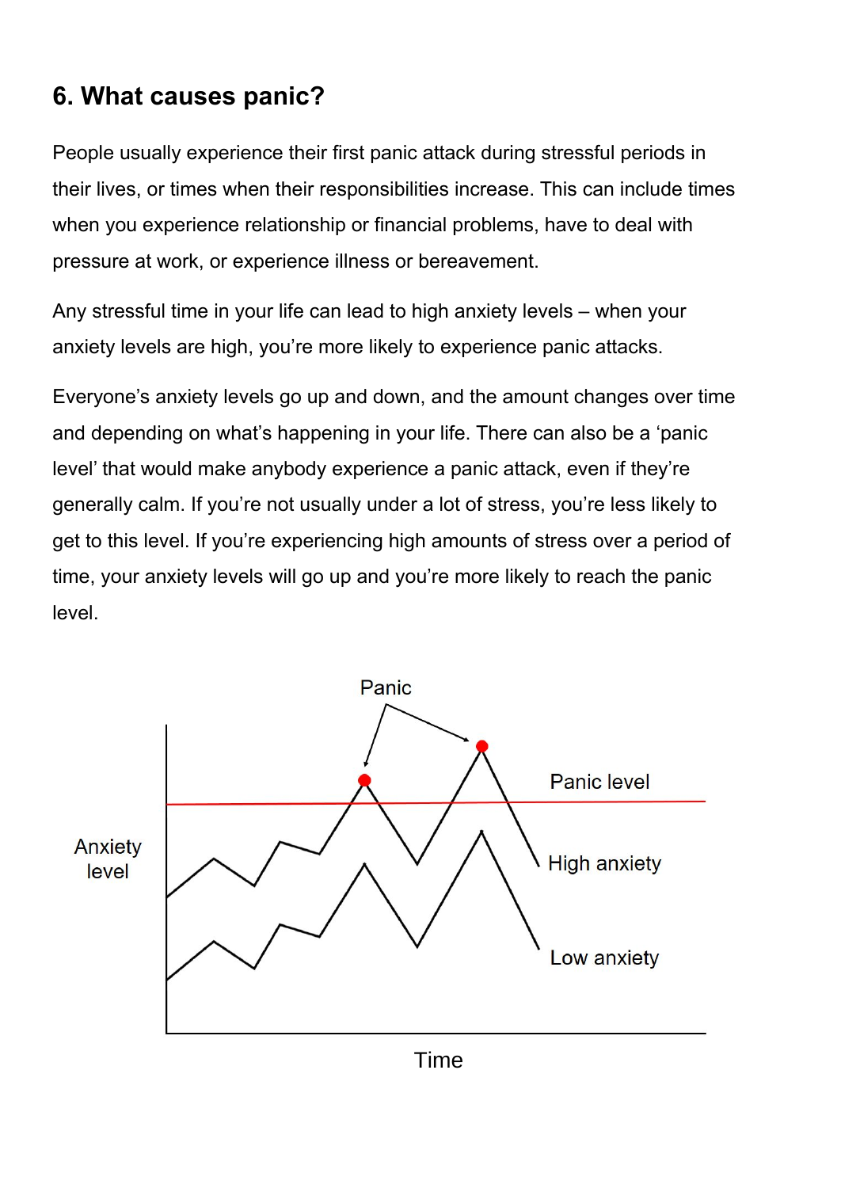## 6. What causes panic?

People usually experience their first panic attack during stressful periods in their lives, or times when their responsibilities increase. This can include times when you experience relationship or financial problems, have to deal with pressure at work, or experience illness or bereavement.

Any stressful time in your life can lead to high anxiety levels – when your anxiety levels are high, you're more likely to experience panic attacks.

Everyone's anxiety levels go up and down, and the amount changes over time and depending on what's happening in your life. There can also be a 'panic level' that would make anybody experience a panic attack, even if they're generally calm. If you're not usually under a lot of stress, you're less likely to get to this level. If you're experiencing high amounts of stress over a period of time, your anxiety levels will go up and you're more likely to reach the panic level.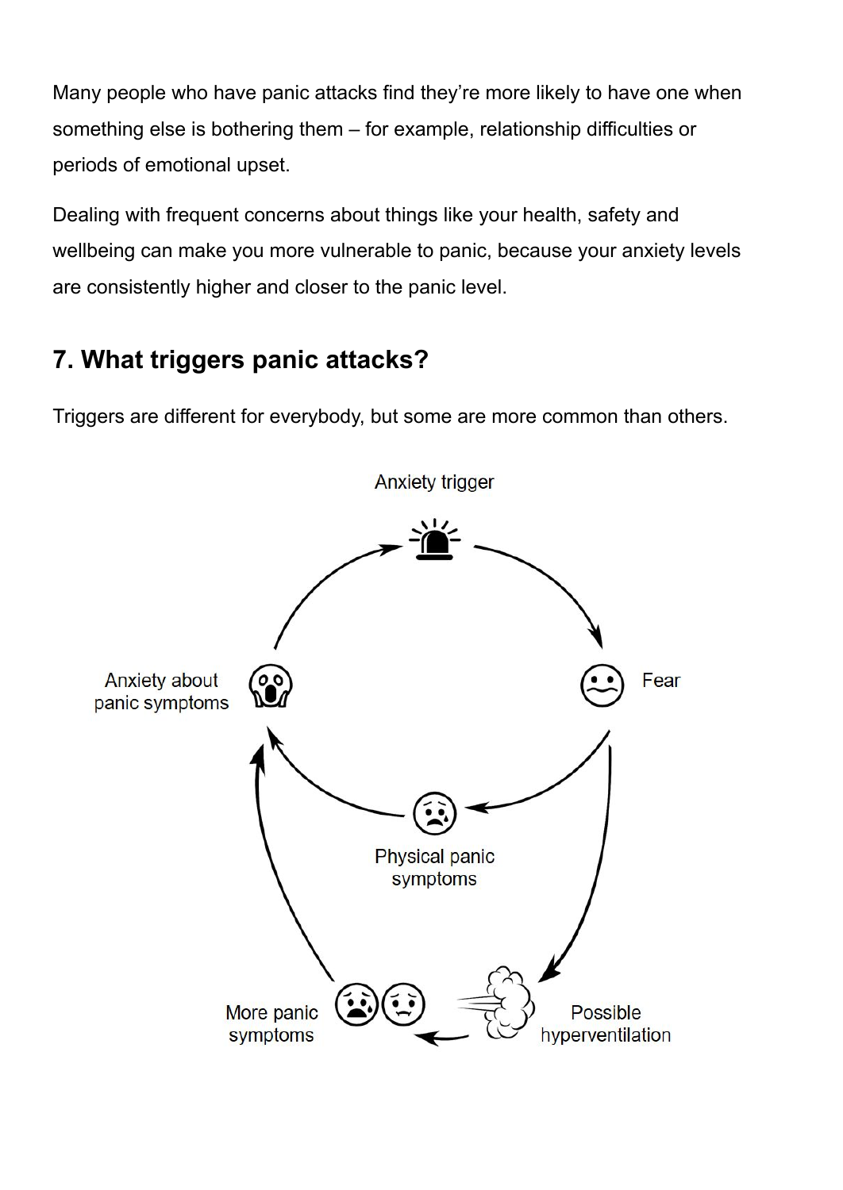Many people who have panic attacks find they're more likely to have one when something else is bothering them – for example, relationship difficulties or periods of emotional upset.

Dealing with frequent concerns about things like your health, safety and wellbeing can make you more vulnerable to panic, because your anxiety levels are consistently higher and closer to the panic level.

## 7. What triggers panic attacks?

Triggers are different for everybody, but some are more common than others.

Anxiety trigger

Fear

Physical panic symptoms

Possible hyperventilation

More panic symptoms

Anxiety about panic symptoms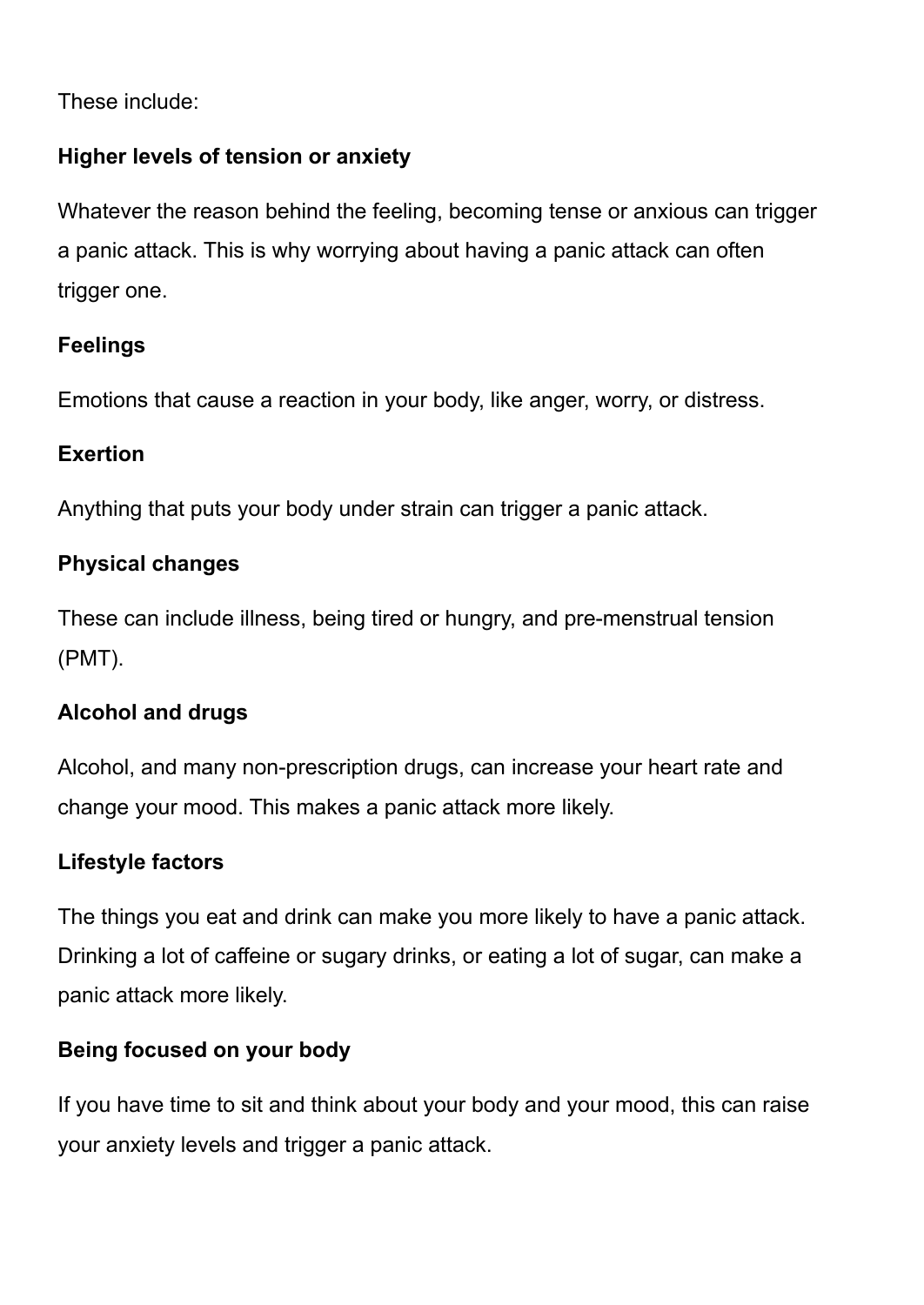These include:

**Higher levels of tension or anxiety**

Whatever the reason behind the feeling, becoming tense or anxious can trigger a panic attack. This is why worrying about having a panic attack can often trigger one.

**Feelings**

Emotions that cause a reaction in your body, like anger, worry, or distress.

**Exertion**

Anything that puts your body under strain can trigger a panic attack.

**Physical changes**

These can include illness, being tired or hungry, and pre-menstrual tension (PMT).

**Alcohol and drugs**

Alcohol, and many non-prescription drugs, can increase your heart rate and change your mood. This makes a panic attack more likely.

**Lifestyle factors**

The things you eat and drink can make you more likely to have a panic attack. Drinking a lot of caffeine or sugary drinks, or eating a lot of sugar, can make a panic attack more likely.

**Being focused on your body**

If you have time to sit and think about your body and your mood, this can raise your anxiety levels and trigger a panic attack.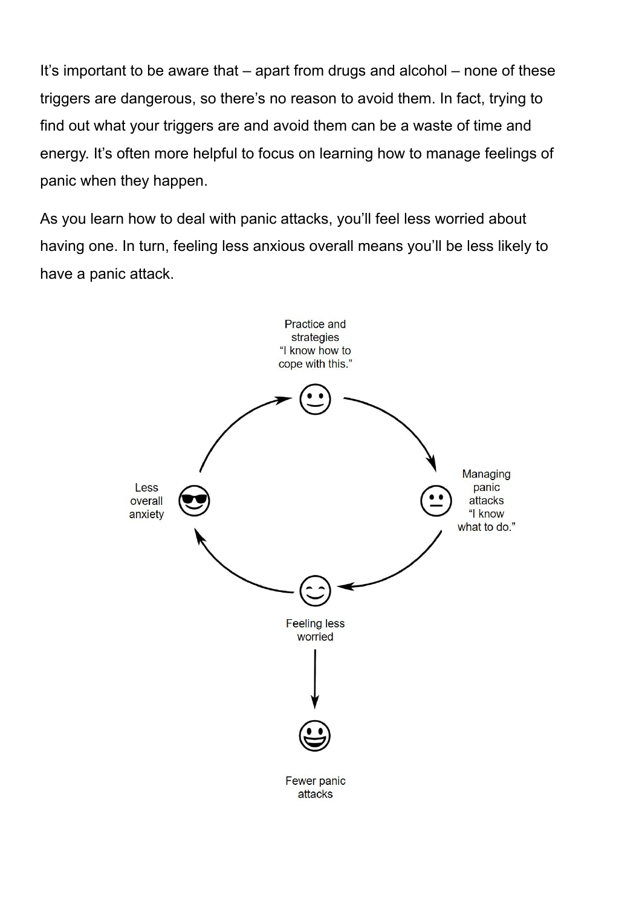It's important to be aware that – apart from drugs and alcohol – none of these triggers are dangerous, so there's no reason to avoid them. In fact, trying to find out what your triggers are and avoid them can be a waste of time and energy. It's often more helpful to focus on learning how to manage feelings of panic when they happen.

As you learn how to deal with panic attacks, you'll feel less worried about having one. In turn, feeling less anxious overall means you'll be less likely to have a panic attack.

Practice and strategies "I know how to cope with this."

Managing panic attacks "I know what to do."

Feeling less worried

Less overall anxiety

Fewer panic attacks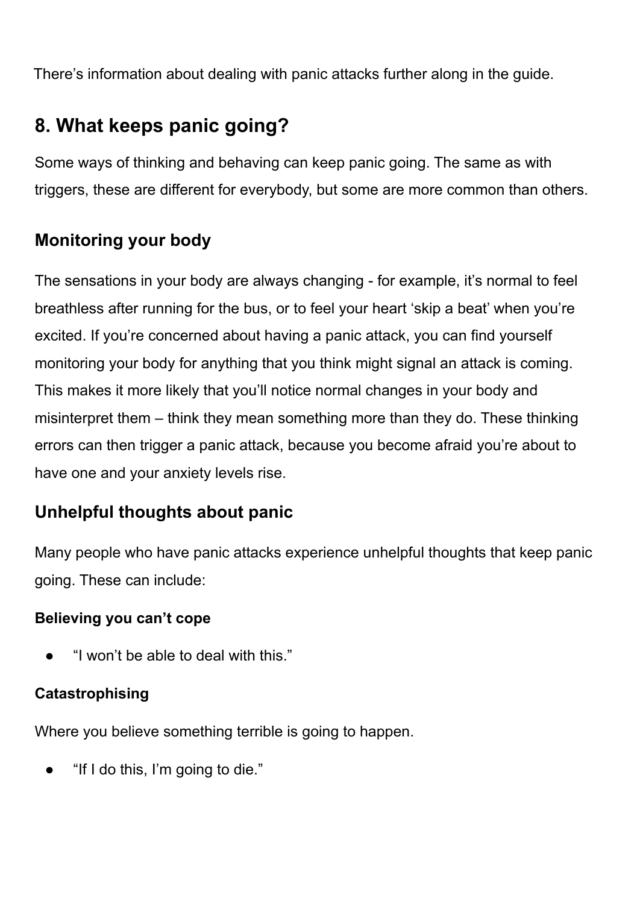There’s information about dealing with panic attacks further along in the guide.

## 8. What keeps panic going?

Some ways of thinking and behaving can keep panic going. The same as with triggers, these are different for everybody, but some are more common than others.

### Monitoring your body

The sensations in your body are always changing - for example, it’s normal to feel breathless after running for the bus, or to feel your heart ‘skip a beat’ when you’re excited. If you’re concerned about having a panic attack, you can find yourself monitoring your body for anything that you think might signal an attack is coming. This makes it more likely that you’ll notice normal changes in your body and misinterpret them – think they mean something more than they do. These thinking errors can then trigger a panic attack, because you become afraid you’re about to have one and your anxiety levels rise.

### Unhelpful thoughts about panic

Many people who have panic attacks experience unhelpful thoughts that keep panic going. These can include:

#### Believing you can’t cope

- “I won’t be able to deal with this.”

#### Catastrophising

Where you believe something terrible is going to happen.

- “If I do this, I’m going to die.”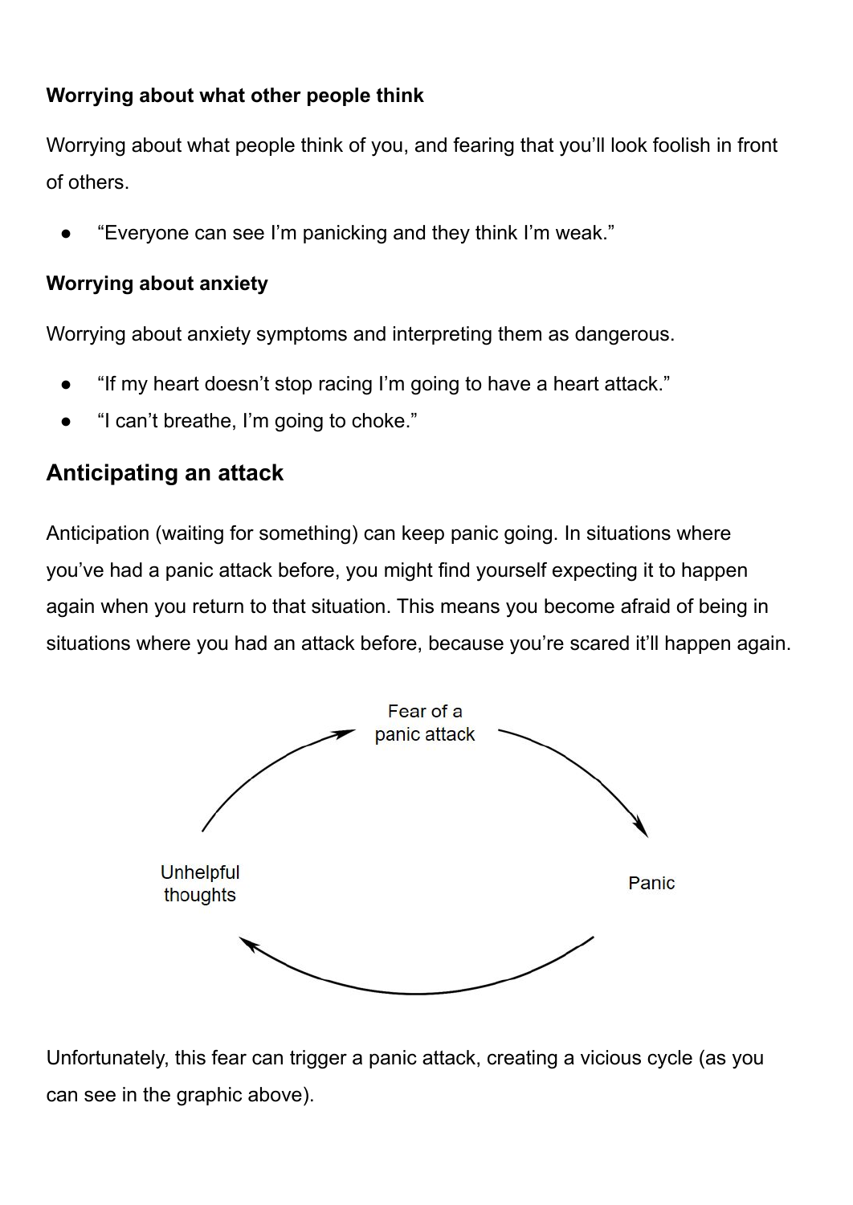**Worrying about what other people think**

Worrying about what people think of you, and fearing that you'll look foolish in front of others.

- "Everyone can see I'm panicking and they think I'm weak."

**Worrying about anxiety**

Worrying about anxiety symptoms and interpreting them as dangerous.

- "If my heart doesn't stop racing I'm going to have a heart attack."
- "I can't breathe, I'm going to choke."

## Anticipating an attack

Anticipation (waiting for something) can keep panic going. In situations where you've had a panic attack before, you might find yourself expecting it to happen again when you return to that situation. This means you become afraid of being in situations where you had an attack before, because you're scared it'll happen again.

Fear of a panic attack → Panic → Unhelpful thoughts → Fear of a panic attack

Unfortunately, this fear can trigger a panic attack, creating a vicious cycle (as you can see in the graphic above).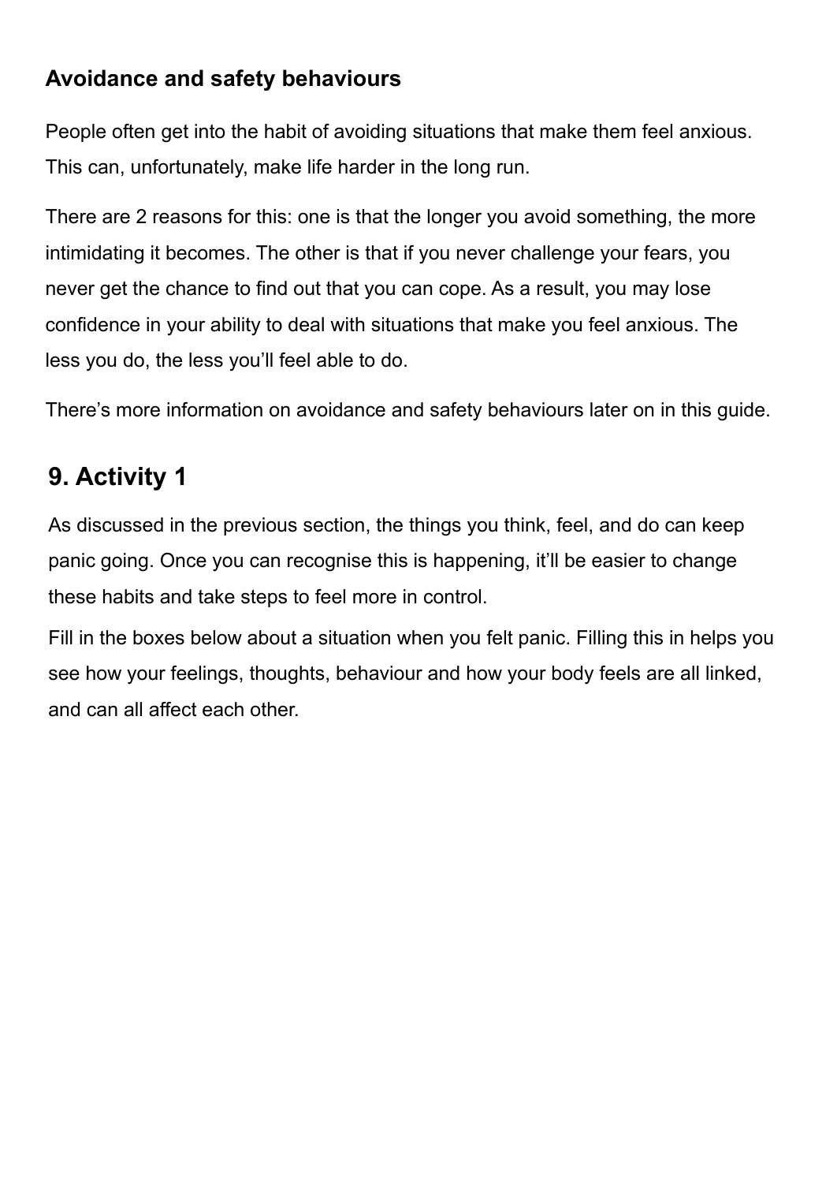### Avoidance and safety behaviours

People often get into the habit of avoiding situations that make them feel anxious. This can, unfortunately, make life harder in the long run.

There are 2 reasons for this: one is that the longer you avoid something, the more intimidating it becomes. The other is that if you never challenge your fears, you never get the chance to find out that you can cope. As a result, you may lose confidence in your ability to deal with situations that make you feel anxious. The less you do, the less you'll feel able to do.

There's more information on avoidance and safety behaviours later on in this guide.

## 9. Activity 1

As discussed in the previous section, the things you think, feel, and do can keep panic going. Once you can recognise this is happening, it'll be easier to change these habits and take steps to feel more in control.

Fill in the boxes below about a situation when you felt panic. Filling this in helps you see how your feelings, thoughts, behaviour and how your body feels are all linked, and can all affect each other.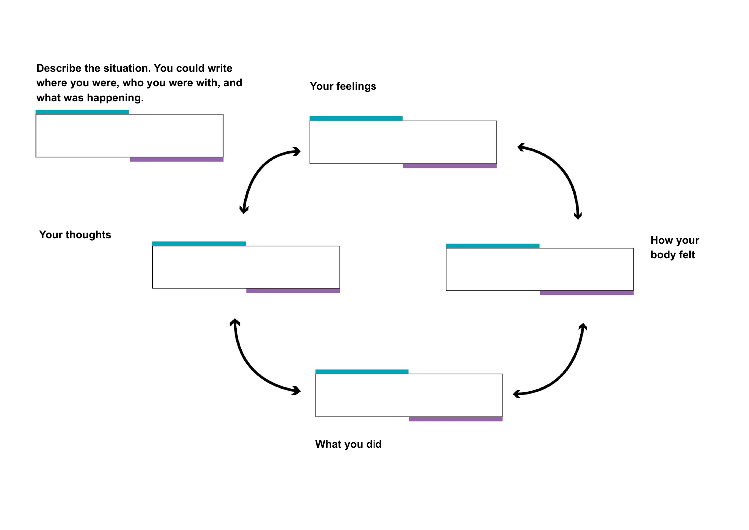Describe the situation. You could write where you were, who you were with, and what was happening.

Your feelings

Your thoughts

How your body felt

What you did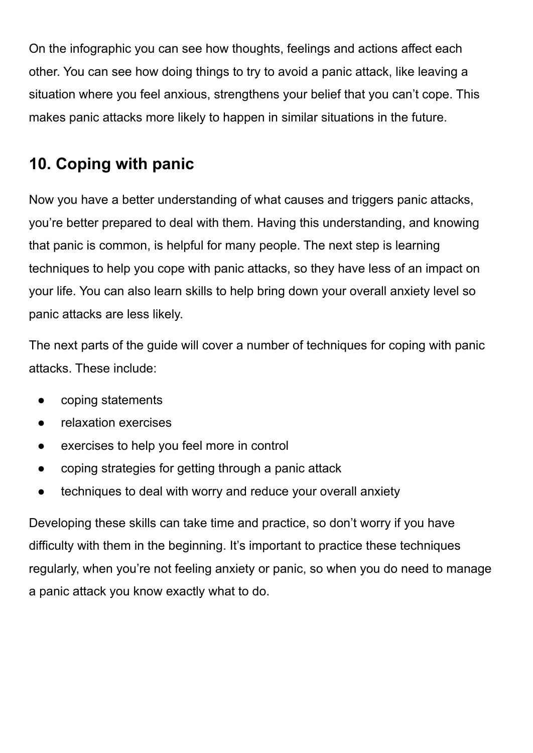On the infographic you can see how thoughts, feelings and actions affect each other. You can see how doing things to try to avoid a panic attack, like leaving a situation where you feel anxious, strengthens your belief that you can't cope. This makes panic attacks more likely to happen in similar situations in the future.

## 10. Coping with panic

Now you have a better understanding of what causes and triggers panic attacks, you're better prepared to deal with them. Having this understanding, and knowing that panic is common, is helpful for many people. The next step is learning techniques to help you cope with panic attacks, so they have less of an impact on your life. You can also learn skills to help bring down your overall anxiety level so panic attacks are less likely.

The next parts of the guide will cover a number of techniques for coping with panic attacks. These include:

- coping statements
- relaxation exercises
- exercises to help you feel more in control
- coping strategies for getting through a panic attack
- techniques to deal with worry and reduce your overall anxiety

Developing these skills can take time and practice, so don't worry if you have difficulty with them in the beginning. It's important to practice these techniques regularly, when you're not feeling anxiety or panic, so when you do need to manage a panic attack you know exactly what to do.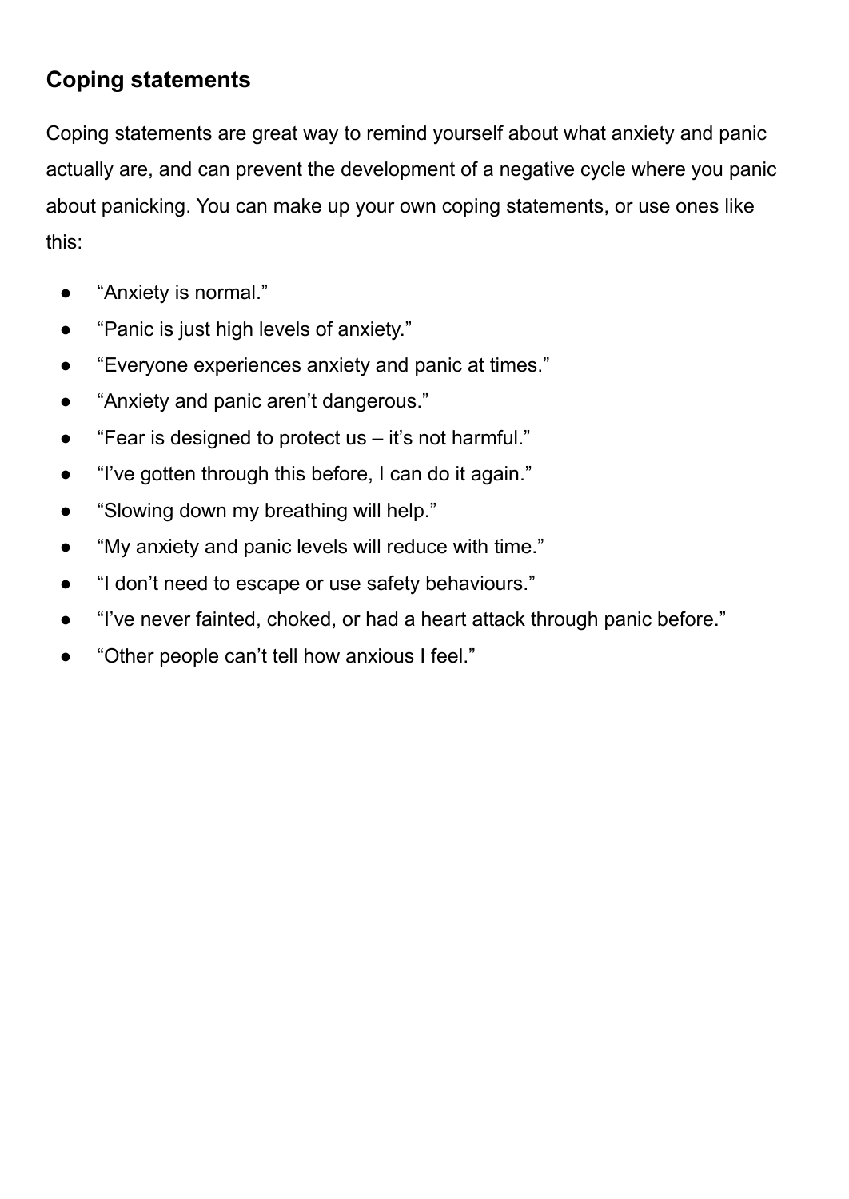## Coping statements

Coping statements are great way to remind yourself about what anxiety and panic actually are, and can prevent the development of a negative cycle where you panic about panicking. You can make up your own coping statements, or use ones like this:

- “Anxiety is normal.”
- “Panic is just high levels of anxiety.”
- “Everyone experiences anxiety and panic at times.”
- “Anxiety and panic aren’t dangerous.”
- “Fear is designed to protect us – it’s not harmful.”
- “I’ve gotten through this before, I can do it again.”
- “Slowing down my breathing will help.”
- “My anxiety and panic levels will reduce with time.”
- “I don’t need to escape or use safety behaviours.”
- “I’ve never fainted, choked, or had a heart attack through panic before.”
- “Other people can’t tell how anxious I feel.”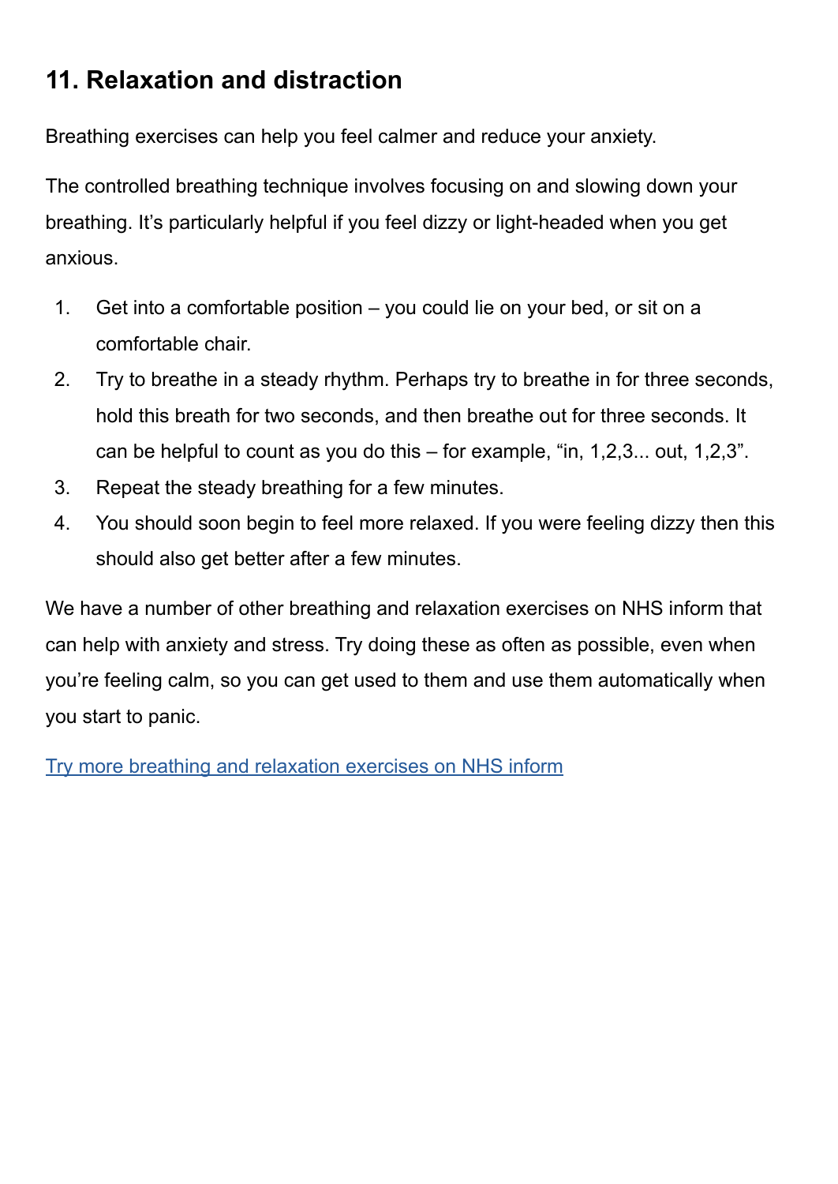## 11. Relaxation and distraction

Breathing exercises can help you feel calmer and reduce your anxiety.

The controlled breathing technique involves focusing on and slowing down your breathing. It's particularly helpful if you feel dizzy or light-headed when you get anxious.

1. Get into a comfortable position – you could lie on your bed, or sit on a comfortable chair.
2. Try to breathe in a steady rhythm. Perhaps try to breathe in for three seconds, hold this breath for two seconds, and then breathe out for three seconds. It can be helpful to count as you do this – for example, "in, 1,2,3... out, 1,2,3".
3. Repeat the steady breathing for a few minutes.
4. You should soon begin to feel more relaxed. If you were feeling dizzy then this should also get better after a few minutes.

We have a number of other breathing and relaxation exercises on NHS inform that can help with anxiety and stress. Try doing these as often as possible, even when you're feeling calm, so you can get used to them and use them automatically when you start to panic.

[Try more breathing and relaxation exercises on NHS inform]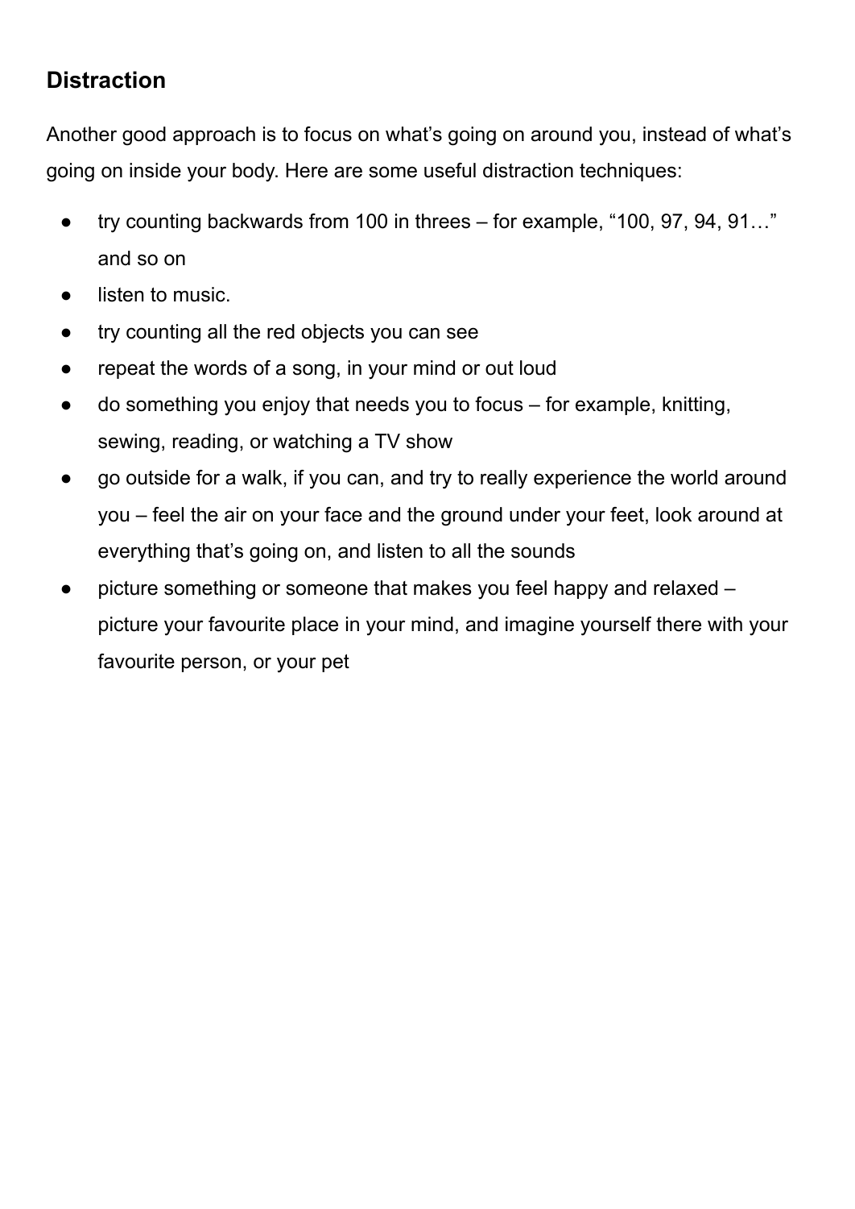## Distraction

Another good approach is to focus on what’s going on around you, instead of what’s going on inside your body. Here are some useful distraction techniques:

- try counting backwards from 100 in threes – for example, “100, 97, 94, 91…” and so on
- listen to music.
- try counting all the red objects you can see
- repeat the words of a song, in your mind or out loud
- do something you enjoy that needs you to focus – for example, knitting, sewing, reading, or watching a TV show
- go outside for a walk, if you can, and try to really experience the world around you – feel the air on your face and the ground under your feet, look around at everything that’s going on, and listen to all the sounds
- picture something or someone that makes you feel happy and relaxed – picture your favourite place in your mind, and imagine yourself there with your favourite person, or your pet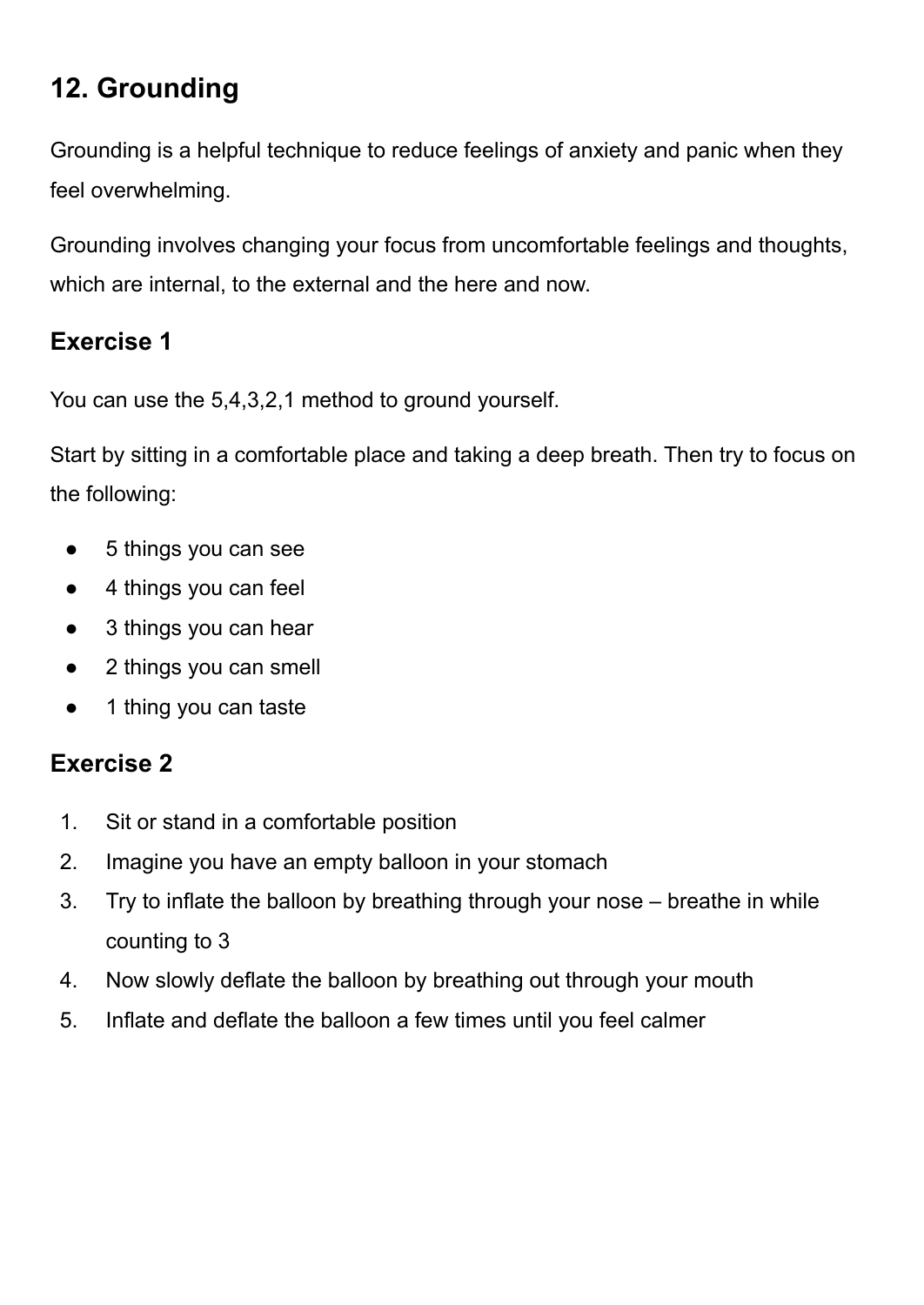## 12. Grounding

Grounding is a helpful technique to reduce feelings of anxiety and panic when they feel overwhelming.

Grounding involves changing your focus from uncomfortable feelings and thoughts, which are internal, to the external and the here and now.

### Exercise 1

You can use the 5,4,3,2,1 method to ground yourself.

Start by sitting in a comfortable place and taking a deep breath. Then try to focus on the following:

- 5 things you can see
- 4 things you can feel
- 3 things you can hear
- 2 things you can smell
- 1 thing you can taste

### Exercise 2

1. Sit or stand in a comfortable position
2. Imagine you have an empty balloon in your stomach
3. Try to inflate the balloon by breathing through your nose – breathe in while counting to 3
4. Now slowly deflate the balloon by breathing out through your mouth
5. Inflate and deflate the balloon a few times until you feel calmer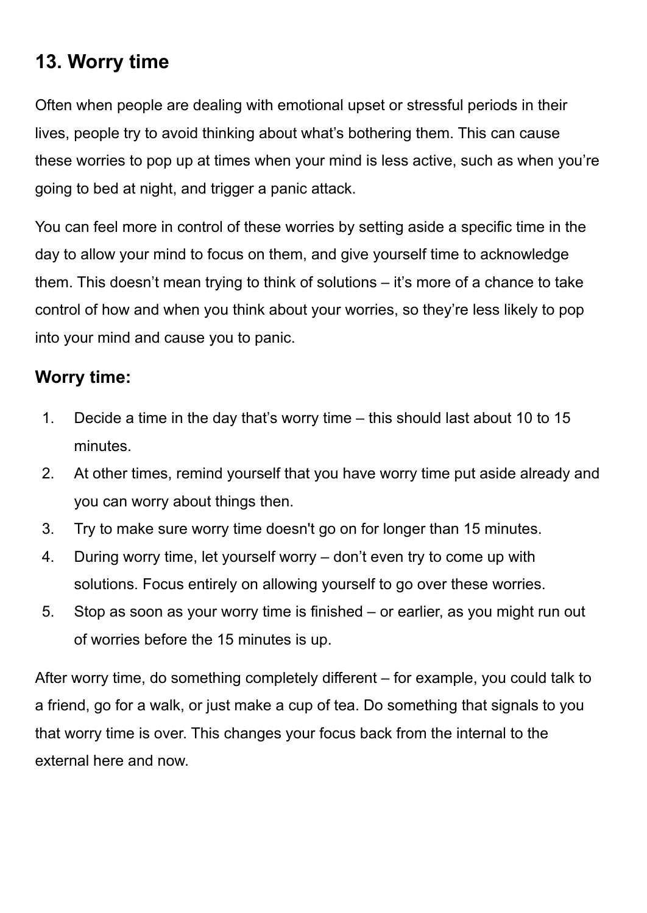## 13. Worry time

Often when people are dealing with emotional upset or stressful periods in their lives, people try to avoid thinking about what's bothering them. This can cause these worries to pop up at times when your mind is less active, such as when you're going to bed at night, and trigger a panic attack.

You can feel more in control of these worries by setting aside a specific time in the day to allow your mind to focus on them, and give yourself time to acknowledge them. This doesn't mean trying to think of solutions – it's more of a chance to take control of how and when you think about your worries, so they're less likely to pop into your mind and cause you to panic.

### Worry time:

1. Decide a time in the day that's worry time – this should last about 10 to 15 minutes.
2. At other times, remind yourself that you have worry time put aside already and you can worry about things then.
3. Try to make sure worry time doesn't go on for longer than 15 minutes.
4. During worry time, let yourself worry – don't even try to come up with solutions. Focus entirely on allowing yourself to go over these worries.
5. Stop as soon as your worry time is finished – or earlier, as you might run out of worries before the 15 minutes is up.

After worry time, do something completely different – for example, you could talk to a friend, go for a walk, or just make a cup of tea. Do something that signals to you that worry time is over. This changes your focus back from the internal to the external here and now.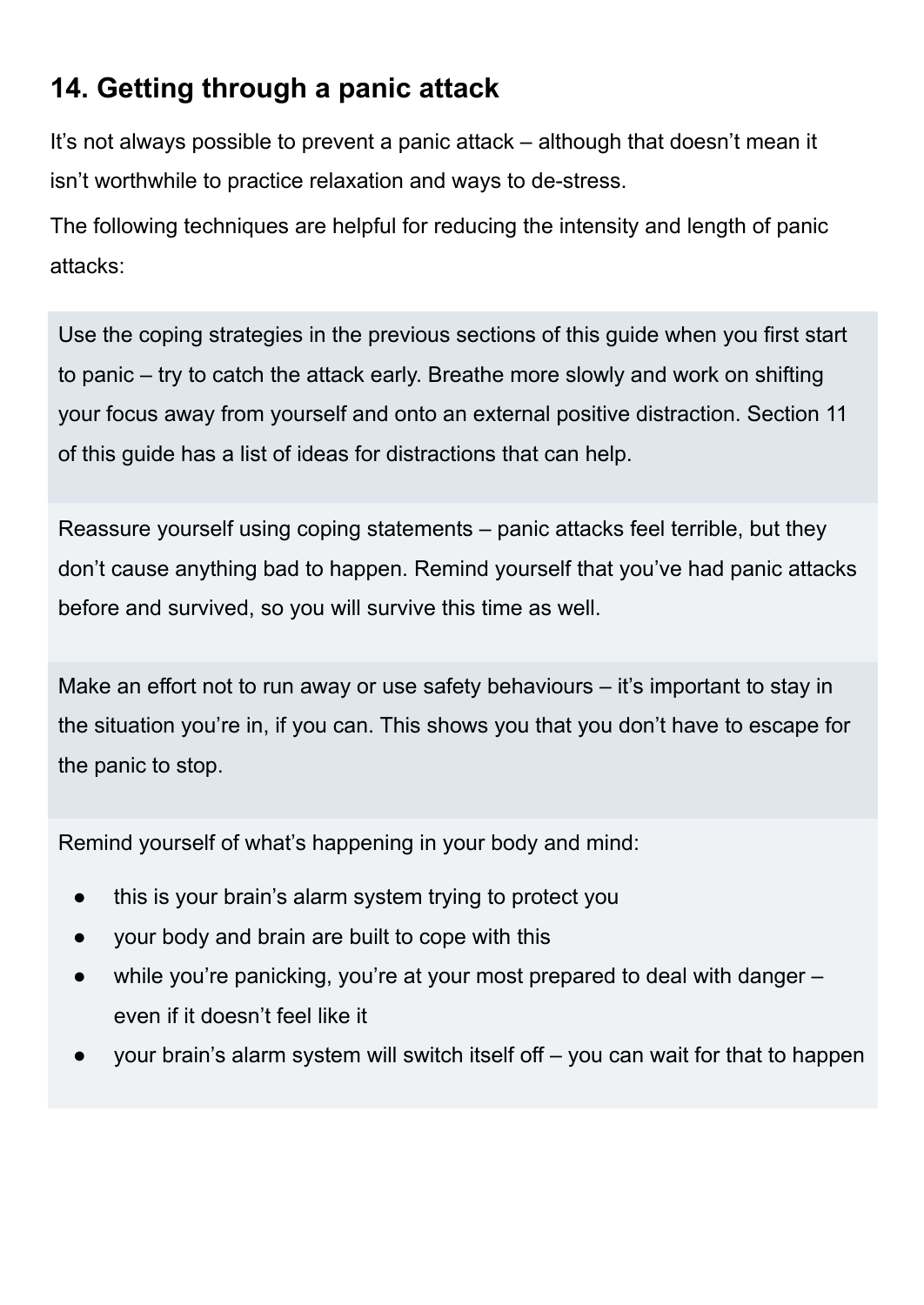## 14. Getting through a panic attack

It’s not always possible to prevent a panic attack – although that doesn’t mean it isn’t worthwhile to practice relaxation and ways to de-stress.

The following techniques are helpful for reducing the intensity and length of panic attacks:

Use the coping strategies in the previous sections of this guide when you first start to panic – try to catch the attack early. Breathe more slowly and work on shifting your focus away from yourself and onto an external positive distraction. Section 11 of this guide has a list of ideas for distractions that can help.

Reassure yourself using coping statements – panic attacks feel terrible, but they don’t cause anything bad to happen. Remind yourself that you’ve had panic attacks before and survived, so you will survive this time as well.

Make an effort not to run away or use safety behaviours – it’s important to stay in the situation you’re in, if you can. This shows you that you don’t have to escape for the panic to stop.

Remind yourself of what’s happening in your body and mind:

- this is your brain’s alarm system trying to protect you
- your body and brain are built to cope with this
- while you’re panicking, you’re at your most prepared to deal with danger – even if it doesn’t feel like it
- your brain’s alarm system will switch itself off – you can wait for that to happen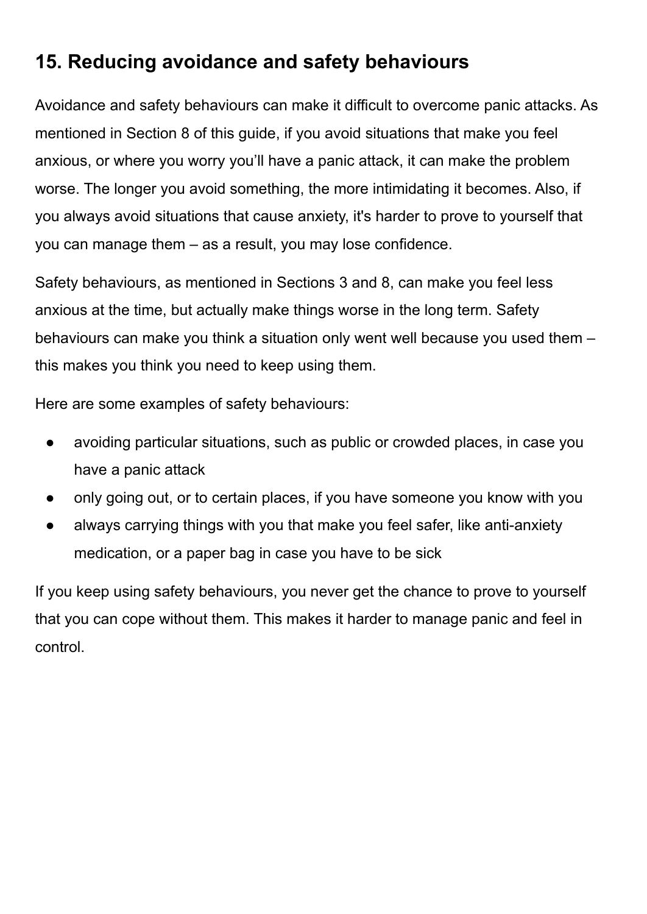## 15. Reducing avoidance and safety behaviours

Avoidance and safety behaviours can make it difficult to overcome panic attacks. As mentioned in Section 8 of this guide, if you avoid situations that make you feel anxious, or where you worry you'll have a panic attack, it can make the problem worse. The longer you avoid something, the more intimidating it becomes. Also, if you always avoid situations that cause anxiety, it's harder to prove to yourself that you can manage them – as a result, you may lose confidence.

Safety behaviours, as mentioned in Sections 3 and 8, can make you feel less anxious at the time, but actually make things worse in the long term. Safety behaviours can make you think a situation only went well because you used them – this makes you think you need to keep using them.

Here are some examples of safety behaviours:

- avoiding particular situations, such as public or crowded places, in case you have a panic attack
- only going out, or to certain places, if you have someone you know with you
- always carrying things with you that make you feel safer, like anti-anxiety medication, or a paper bag in case you have to be sick

If you keep using safety behaviours, you never get the chance to prove to yourself that you can cope without them. This makes it harder to manage panic and feel in control.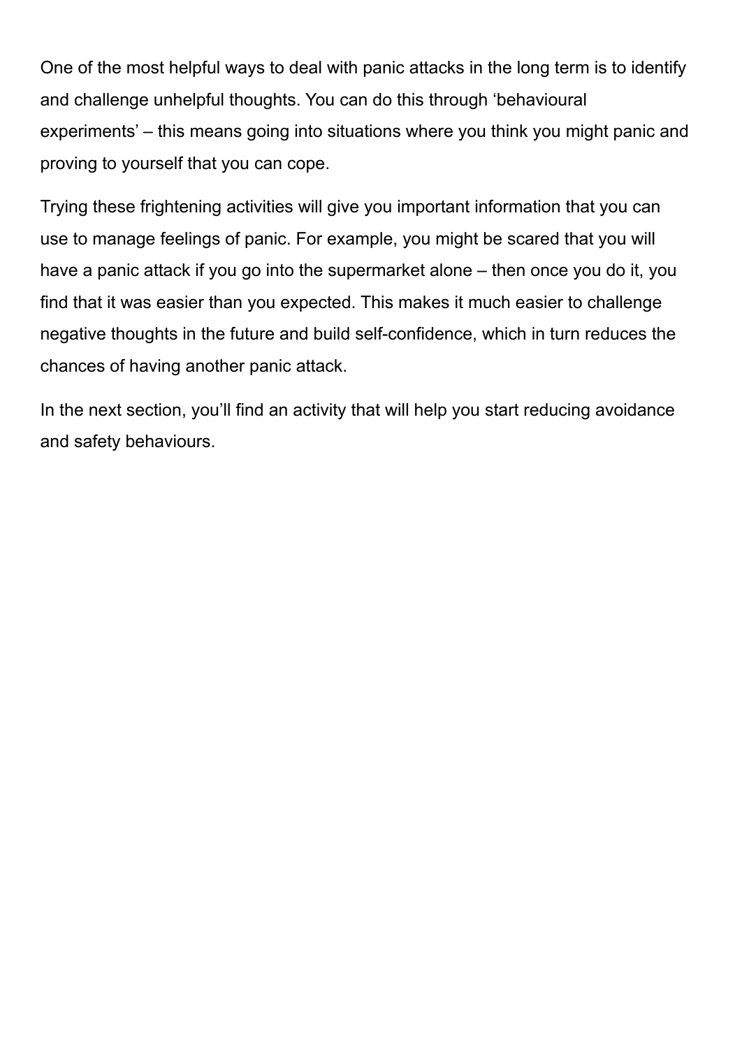One of the most helpful ways to deal with panic attacks in the long term is to identify and challenge unhelpful thoughts. You can do this through 'behavioural experiments' – this means going into situations where you think you might panic and proving to yourself that you can cope.

Trying these frightening activities will give you important information that you can use to manage feelings of panic. For example, you might be scared that you will have a panic attack if you go into the supermarket alone – then once you do it, you find that it was easier than you expected. This makes it much easier to challenge negative thoughts in the future and build self-confidence, which in turn reduces the chances of having another panic attack.

In the next section, you'll find an activity that will help you start reducing avoidance and safety behaviours.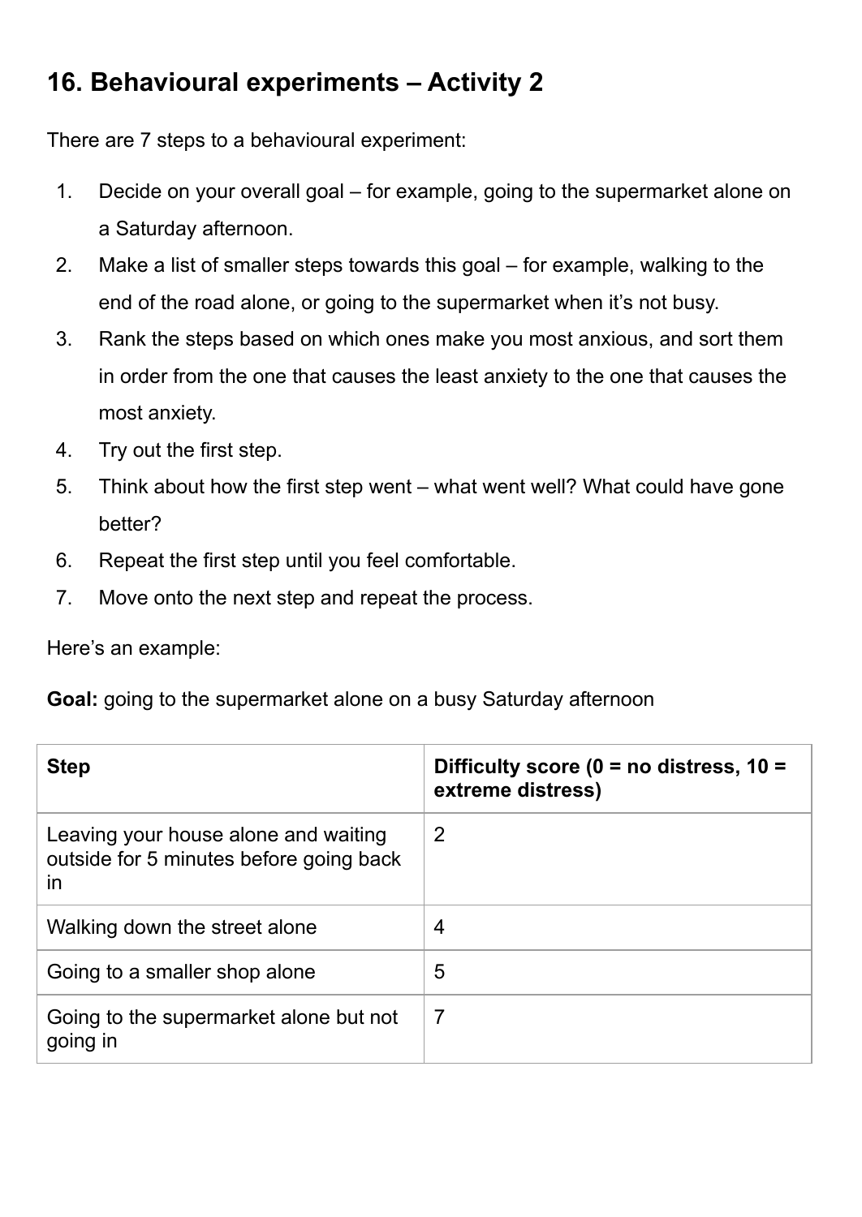## 16. Behavioural experiments – Activity 2

There are 7 steps to a behavioural experiment:

1. Decide on your overall goal – for example, going to the supermarket alone on a Saturday afternoon.
2. Make a list of smaller steps towards this goal – for example, walking to the end of the road alone, or going to the supermarket when it's not busy.
3. Rank the steps based on which ones make you most anxious, and sort them in order from the one that causes the least anxiety to the one that causes the most anxiety.
4. Try out the first step.
5. Think about how the first step went – what went well? What could have gone better?
6. Repeat the first step until you feel comfortable.
7. Move onto the next step and repeat the process.

Here's an example:

**Goal:** going to the supermarket alone on a busy Saturday afternoon

| Step | Difficulty score (0 = no distress, 10 = extreme distress) |
| --- | --- |
| Leaving your house alone and waiting outside for 5 minutes before going back in | 2 |
| Walking down the street alone | 4 |
| Going to a smaller shop alone | 5 |
| Going to the supermarket alone but not going in | 7 |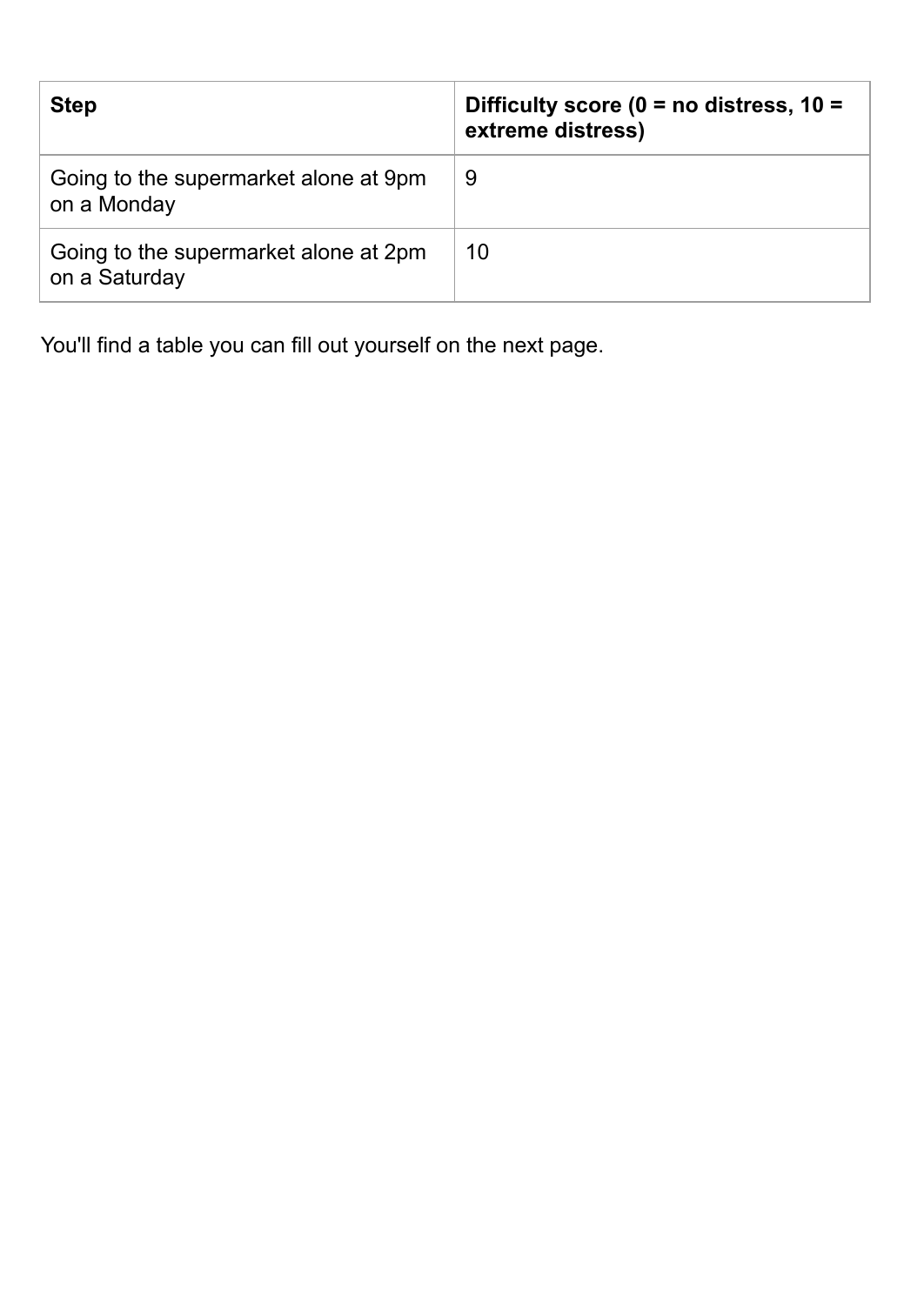| **Step** | **Difficulty score (0 = no distress, 10 = extreme distress)** |
|---|---|
| Going to the supermarket alone at 9pm on a Monday | 9 |
| Going to the supermarket alone at 2pm on a Saturday | 10 |

You'll find a table you can fill out yourself on the next page.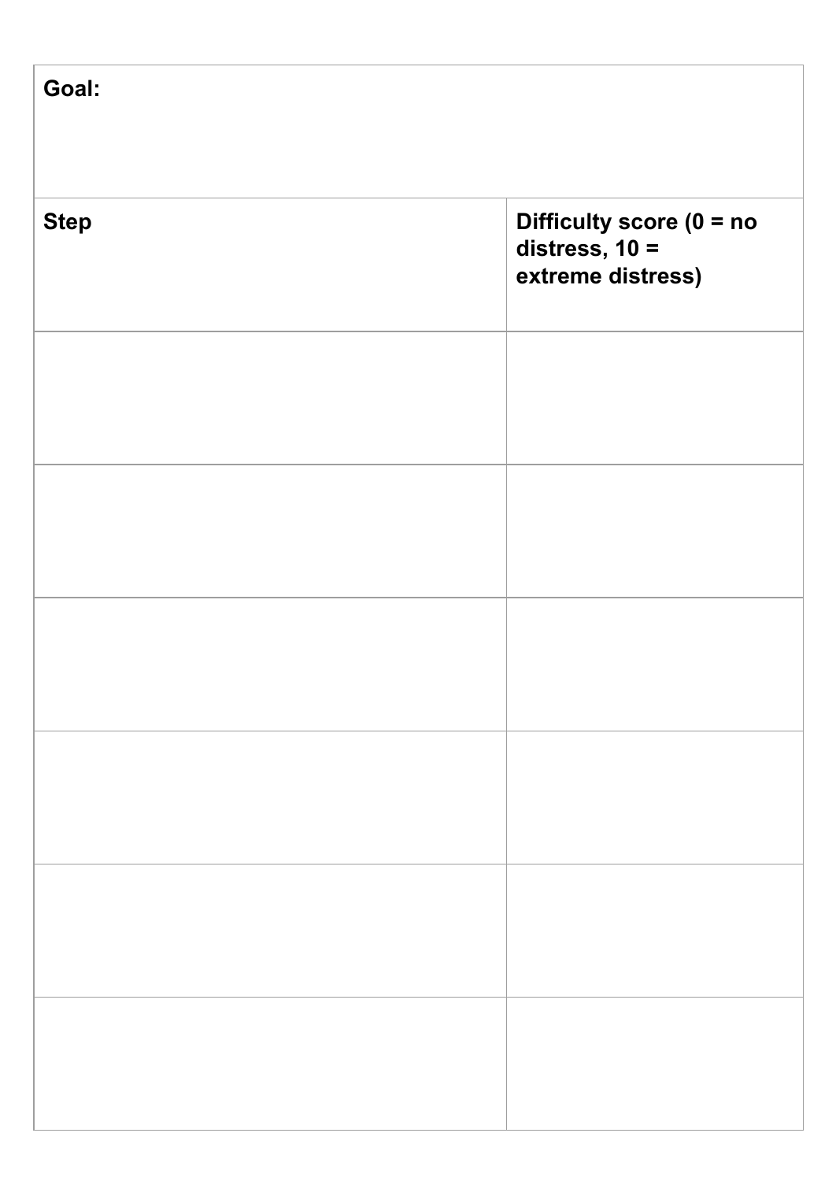| Goal: | |
|---|---|
| **Step** | **Difficulty score (0 = no distress, 10 = extreme distress)** |
| | |
| | |
| | |
| | |
| | |
| | |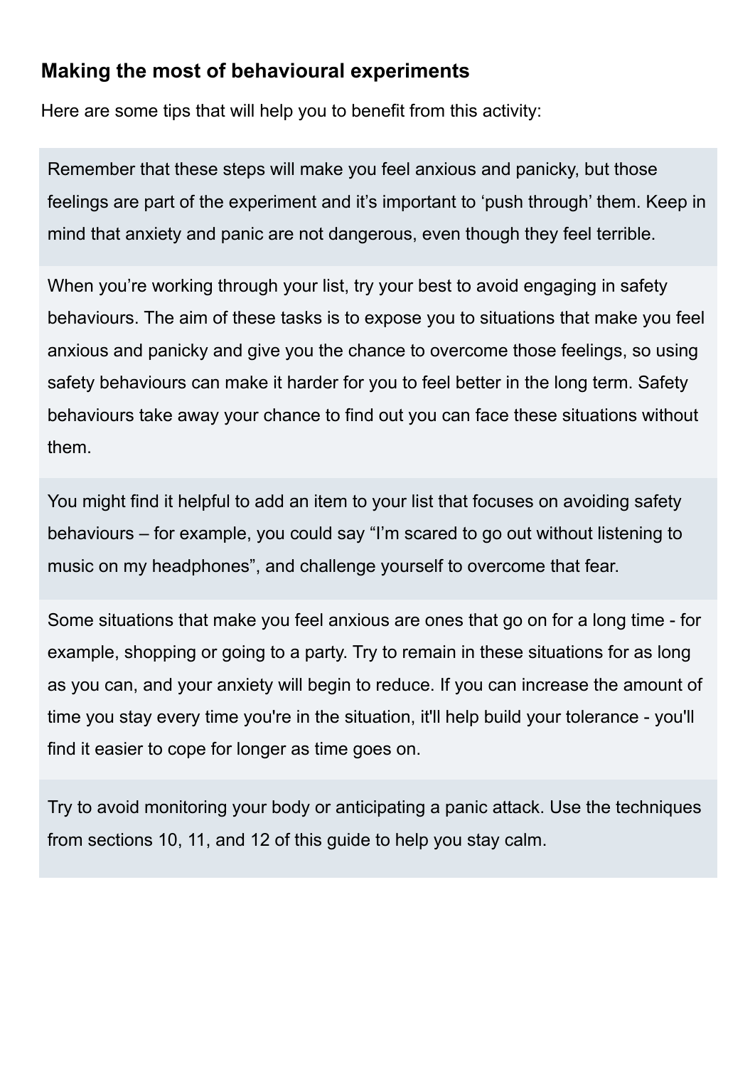## Making the most of behavioural experiments

Here are some tips that will help you to benefit from this activity:

Remember that these steps will make you feel anxious and panicky, but those feelings are part of the experiment and it's important to 'push through' them. Keep in mind that anxiety and panic are not dangerous, even though they feel terrible.

When you're working through your list, try your best to avoid engaging in safety behaviours. The aim of these tasks is to expose you to situations that make you feel anxious and panicky and give you the chance to overcome those feelings, so using safety behaviours can make it harder for you to feel better in the long term. Safety behaviours take away your chance to find out you can face these situations without them.

You might find it helpful to add an item to your list that focuses on avoiding safety behaviours – for example, you could say "I'm scared to go out without listening to music on my headphones", and challenge yourself to overcome that fear.

Some situations that make you feel anxious are ones that go on for a long time - for example, shopping or going to a party. Try to remain in these situations for as long as you can, and your anxiety will begin to reduce. If you can increase the amount of time you stay every time you're in the situation, it'll help build your tolerance - you'll find it easier to cope for longer as time goes on.

Try to avoid monitoring your body or anticipating a panic attack. Use the techniques from sections 10, 11, and 12 of this guide to help you stay calm.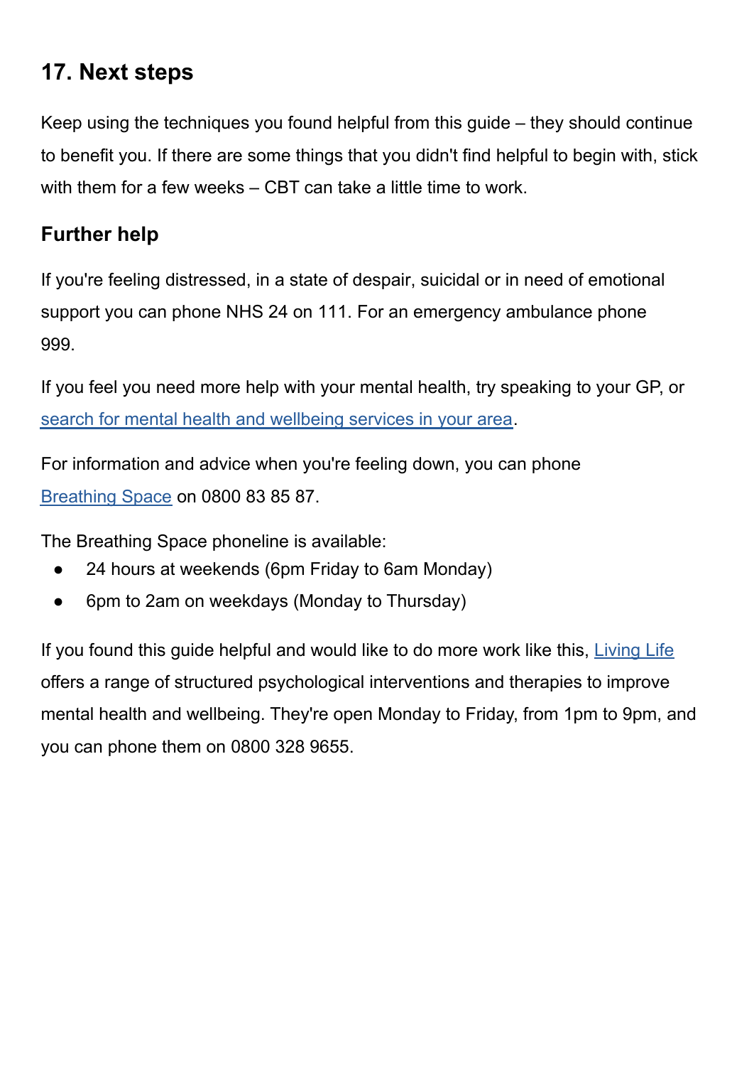## 17. Next steps

Keep using the techniques you found helpful from this guide – they should continue to benefit you. If there are some things that you didn't find helpful to begin with, stick with them for a few weeks – CBT can take a little time to work.

### Further help

If you're feeling distressed, in a state of despair, suicidal or in need of emotional support you can phone NHS 24 on 111. For an emergency ambulance phone 999.

If you feel you need more help with your mental health, try speaking to your GP, or search for mental health and wellbeing services in your area.

For information and advice when you're feeling down, you can phone Breathing Space on 0800 83 85 87.

The Breathing Space phoneline is available:

- 24 hours at weekends (6pm Friday to 6am Monday)
- 6pm to 2am on weekdays (Monday to Thursday)

If you found this guide helpful and would like to do more work like this, Living Life offers a range of structured psychological interventions and therapies to improve mental health and wellbeing. They're open Monday to Friday, from 1pm to 9pm, and you can phone them on 0800 328 9655.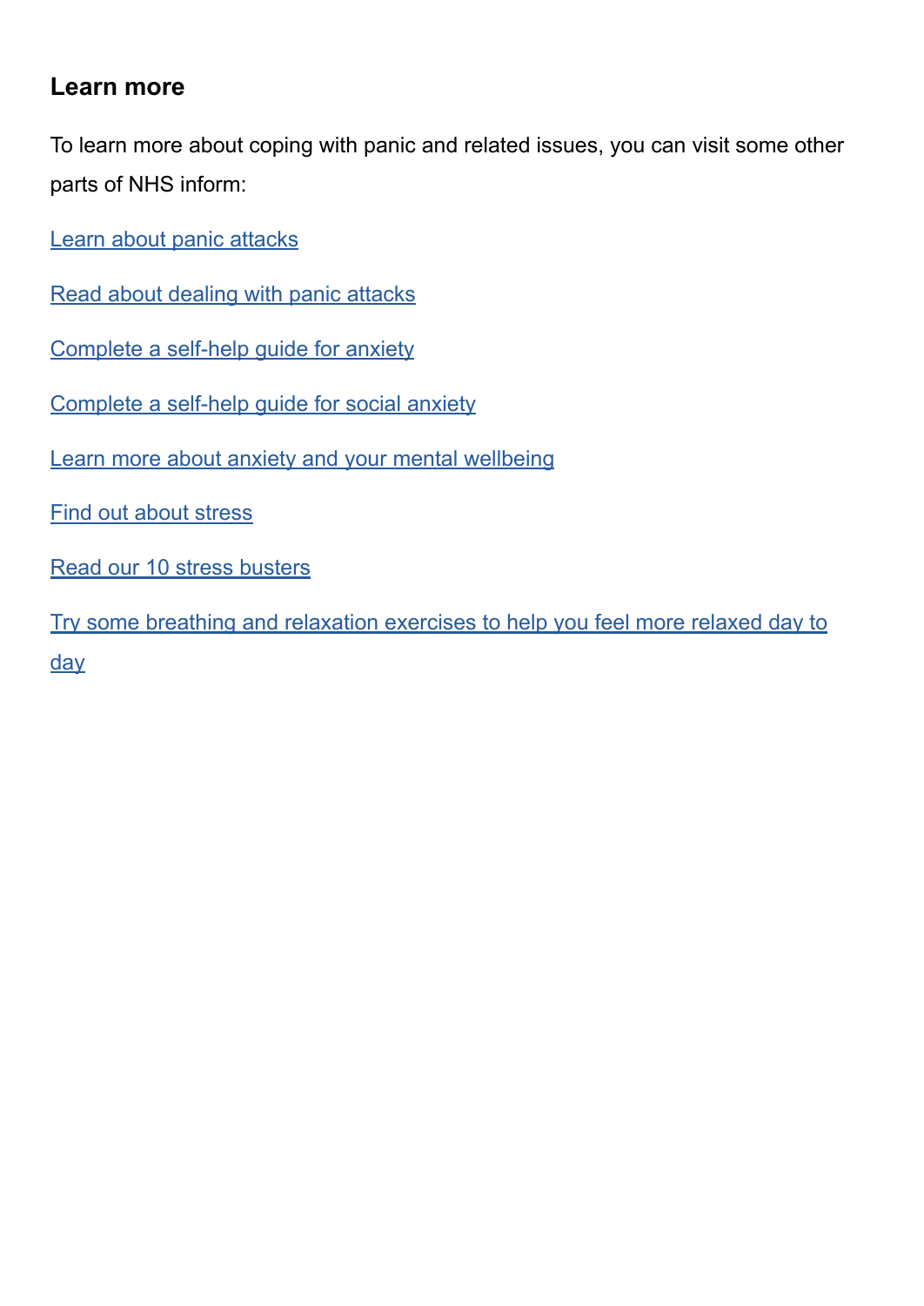### Learn more

To learn more about coping with panic and related issues, you can visit some other parts of NHS inform:

Learn about panic attacks

Read about dealing with panic attacks

Complete a self-help guide for anxiety

Complete a self-help guide for social anxiety

Learn more about anxiety and your mental wellbeing

Find out about stress

Read our 10 stress busters

Try some breathing and relaxation exercises to help you feel more relaxed day to day